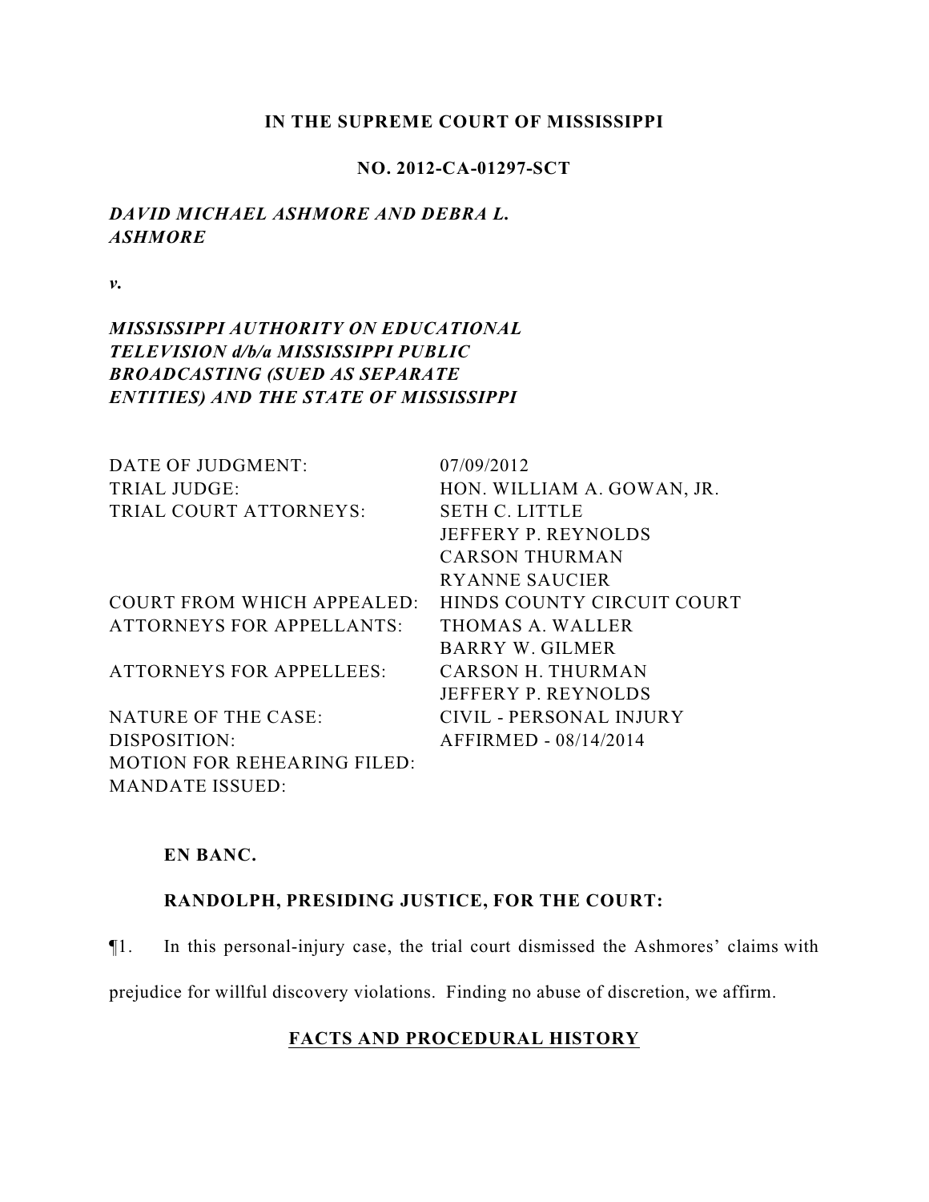**IN THE SUPREME COURT OF MISSISSIPPI**

**NO. 2012-CA-01297-SCT**

***DAVID MICHAEL ASHMORE AND DEBRA L. ASHMORE***

***v.***

***MISSISSIPPI AUTHORITY ON EDUCATIONAL TELEVISION d/b/a MISSISSIPPI PUBLIC BROADCASTING (SUED AS SEPARATE ENTITIES) AND THE STATE OF MISSISSIPPI***

| | |
|---|---|
| DATE OF JUDGMENT: | 07/09/2012 |
| TRIAL JUDGE: | HON. WILLIAM A. GOWAN, JR. |
| TRIAL COURT ATTORNEYS: | SETH C. LITTLE<br>JEFFERY P. REYNOLDS<br>CARSON THURMAN<br>RYANNE SAUCIER |
| COURT FROM WHICH APPEALED: | HINDS COUNTY CIRCUIT COURT |
| ATTORNEYS FOR APPELLANTS: | THOMAS A. WALLER<br>BARRY W. GILMER |
| ATTORNEYS FOR APPELLEES: | CARSON H. THURMAN<br>JEFFERY P. REYNOLDS |
| NATURE OF THE CASE: | CIVIL - PERSONAL INJURY |
| DISPOSITION: | AFFIRMED - 08/14/2014 |
| MOTION FOR REHEARING FILED: | |
| MANDATE ISSUED: | |

**EN BANC.**

**RANDOLPH, PRESIDING JUSTICE, FOR THE COURT:**

¶1. In this personal-injury case, the trial court dismissed the Ashmores' claims with prejudice for willful discovery violations. Finding no abuse of discretion, we affirm.

## FACTS AND PROCEDURAL HISTORY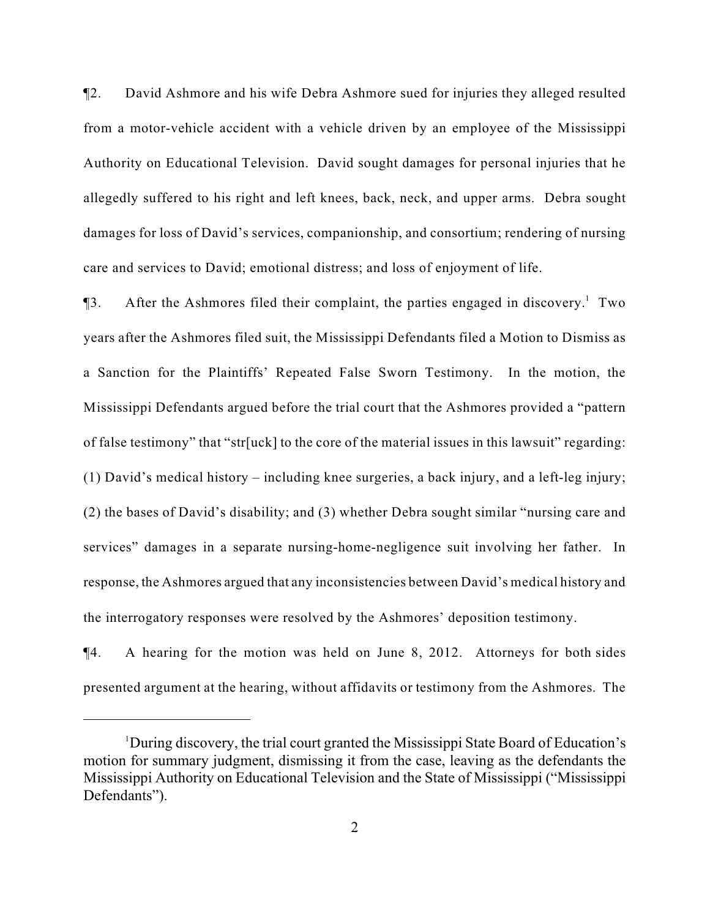¶2. David Ashmore and his wife Debra Ashmore sued for injuries they alleged resulted from a motor-vehicle accident with a vehicle driven by an employee of the Mississippi Authority on Educational Television. David sought damages for personal injuries that he allegedly suffered to his right and left knees, back, neck, and upper arms. Debra sought damages for loss of David's services, companionship, and consortium; rendering of nursing care and services to David; emotional distress; and loss of enjoyment of life.

¶3. After the Ashmores filed their complaint, the parties engaged in discovery.[1] Two years after the Ashmores filed suit, the Mississippi Defendants filed a Motion to Dismiss as a Sanction for the Plaintiffs' Repeated False Sworn Testimony. In the motion, the Mississippi Defendants argued before the trial court that the Ashmores provided a "pattern of false testimony" that "str[uck] to the core of the material issues in this lawsuit" regarding: (1) David's medical history – including knee surgeries, a back injury, and a left-leg injury; (2) the bases of David's disability; and (3) whether Debra sought similar "nursing care and services" damages in a separate nursing-home-negligence suit involving her father. In response, the Ashmores argued that any inconsistencies between David's medical history and the interrogatory responses were resolved by the Ashmores' deposition testimony.

¶4. A hearing for the motion was held on June 8, 2012. Attorneys for both sides presented argument at the hearing, without affidavits or testimony from the Ashmores. The

---

[1] During discovery, the trial court granted the Mississippi State Board of Education's motion for summary judgment, dismissing it from the case, leaving as the defendants the Mississippi Authority on Educational Television and the State of Mississippi ("Mississippi Defendants").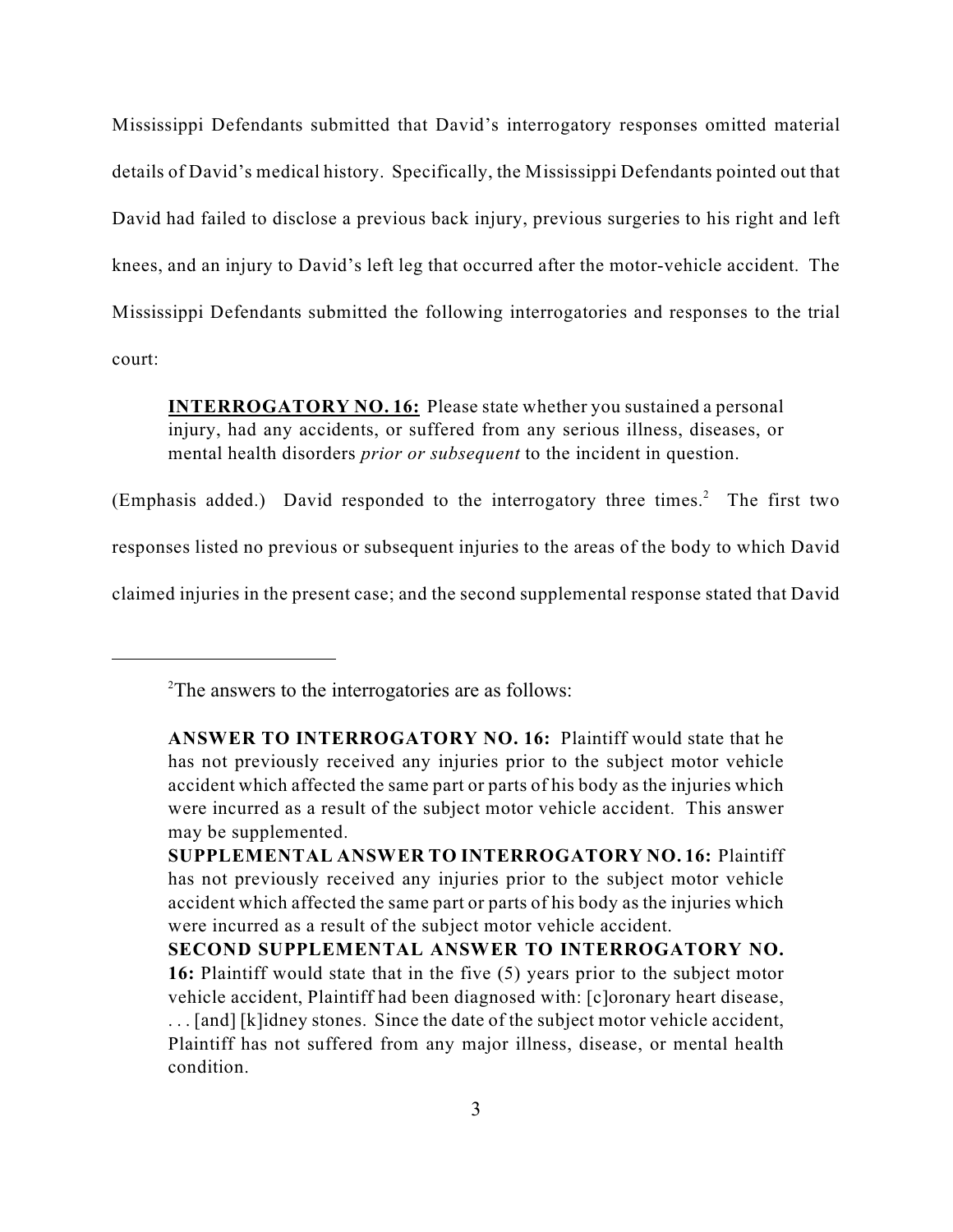Mississippi Defendants submitted that David's interrogatory responses omitted material details of David's medical history. Specifically, the Mississippi Defendants pointed out that David had failed to disclose a previous back injury, previous surgeries to his right and left knees, and an injury to David's left leg that occurred after the motor-vehicle accident. The Mississippi Defendants submitted the following interrogatories and responses to the trial court:

> **INTERROGATORY NO. 16:** Please state whether you sustained a personal injury, had any accidents, or suffered from any serious illness, diseases, or mental health disorders *prior or subsequent* to the incident in question.

(Emphasis added.) David responded to the interrogatory three times.[2] The first two responses listed no previous or subsequent injuries to the areas of the body to which David claimed injuries in the present case; and the second supplemental response stated that David

---

[2]The answers to the interrogatories are as follows:

> **ANSWER TO INTERROGATORY NO. 16:** Plaintiff would state that he has not previously received any injuries prior to the subject motor vehicle accident which affected the same part or parts of his body as the injuries which were incurred as a result of the subject motor vehicle accident. This answer may be supplemented.
>
> **SUPPLEMENTAL ANSWER TO INTERROGATORY NO. 16:** Plaintiff has not previously received any injuries prior to the subject motor vehicle accident which affected the same part or parts of his body as the injuries which were incurred as a result of the subject motor vehicle accident.
>
> **SECOND SUPPLEMENTAL ANSWER TO INTERROGATORY NO. 16:** Plaintiff would state that in the five (5) years prior to the subject motor vehicle accident, Plaintiff had been diagnosed with: [c]oronary heart disease, . . . [and] [k]idney stones. Since the date of the subject motor vehicle accident, Plaintiff has not suffered from any major illness, disease, or mental health condition.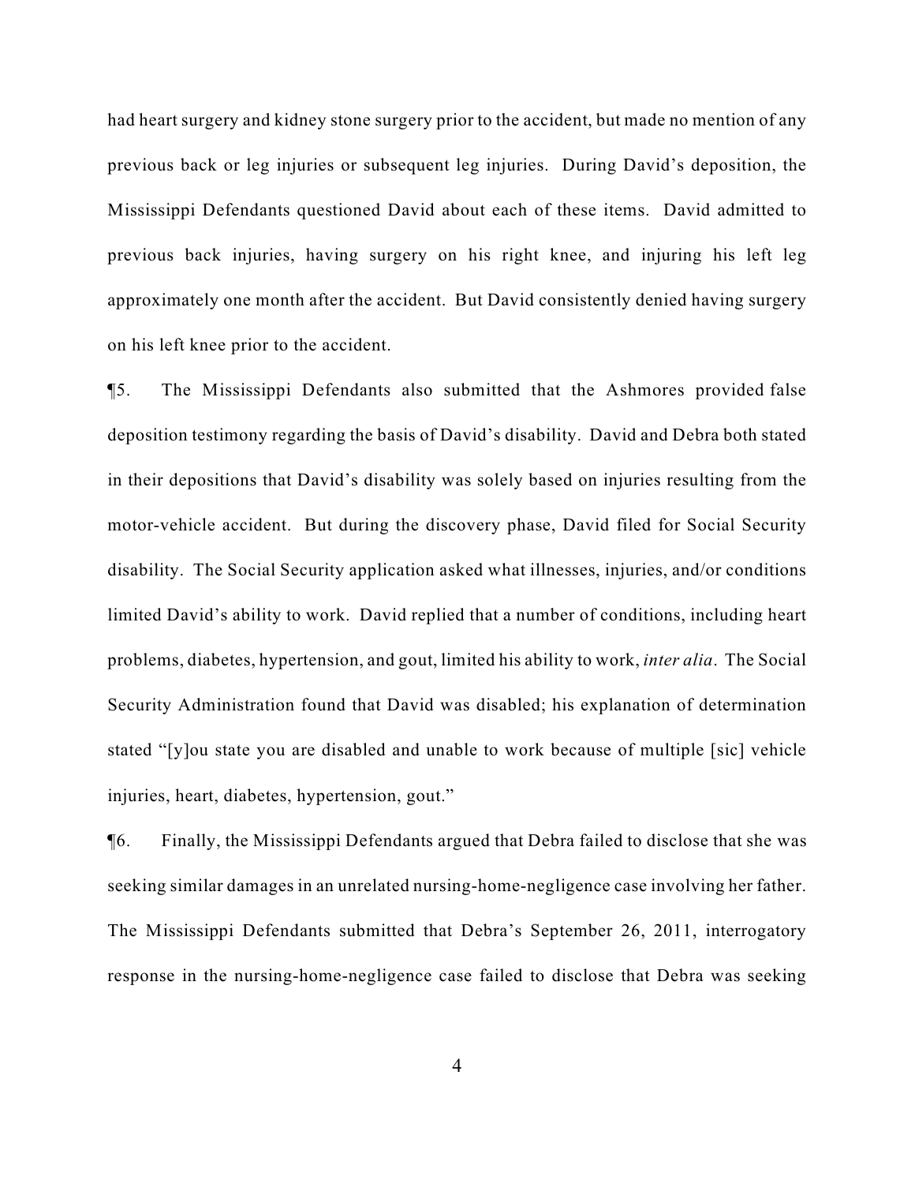had heart surgery and kidney stone surgery prior to the accident, but made no mention of any previous back or leg injuries or subsequent leg injuries. During David's deposition, the Mississippi Defendants questioned David about each of these items. David admitted to previous back injuries, having surgery on his right knee, and injuring his left leg approximately one month after the accident. But David consistently denied having surgery on his left knee prior to the accident.

¶5. The Mississippi Defendants also submitted that the Ashmores provided false deposition testimony regarding the basis of David's disability. David and Debra both stated in their depositions that David's disability was solely based on injuries resulting from the motor-vehicle accident. But during the discovery phase, David filed for Social Security disability. The Social Security application asked what illnesses, injuries, and/or conditions limited David's ability to work. David replied that a number of conditions, including heart problems, diabetes, hypertension, and gout, limited his ability to work, *inter alia*. The Social Security Administration found that David was disabled; his explanation of determination stated "[y]ou state you are disabled and unable to work because of multiple [sic] vehicle injuries, heart, diabetes, hypertension, gout."

¶6. Finally, the Mississippi Defendants argued that Debra failed to disclose that she was seeking similar damages in an unrelated nursing-home-negligence case involving her father. The Mississippi Defendants submitted that Debra's September 26, 2011, interrogatory response in the nursing-home-negligence case failed to disclose that Debra was seeking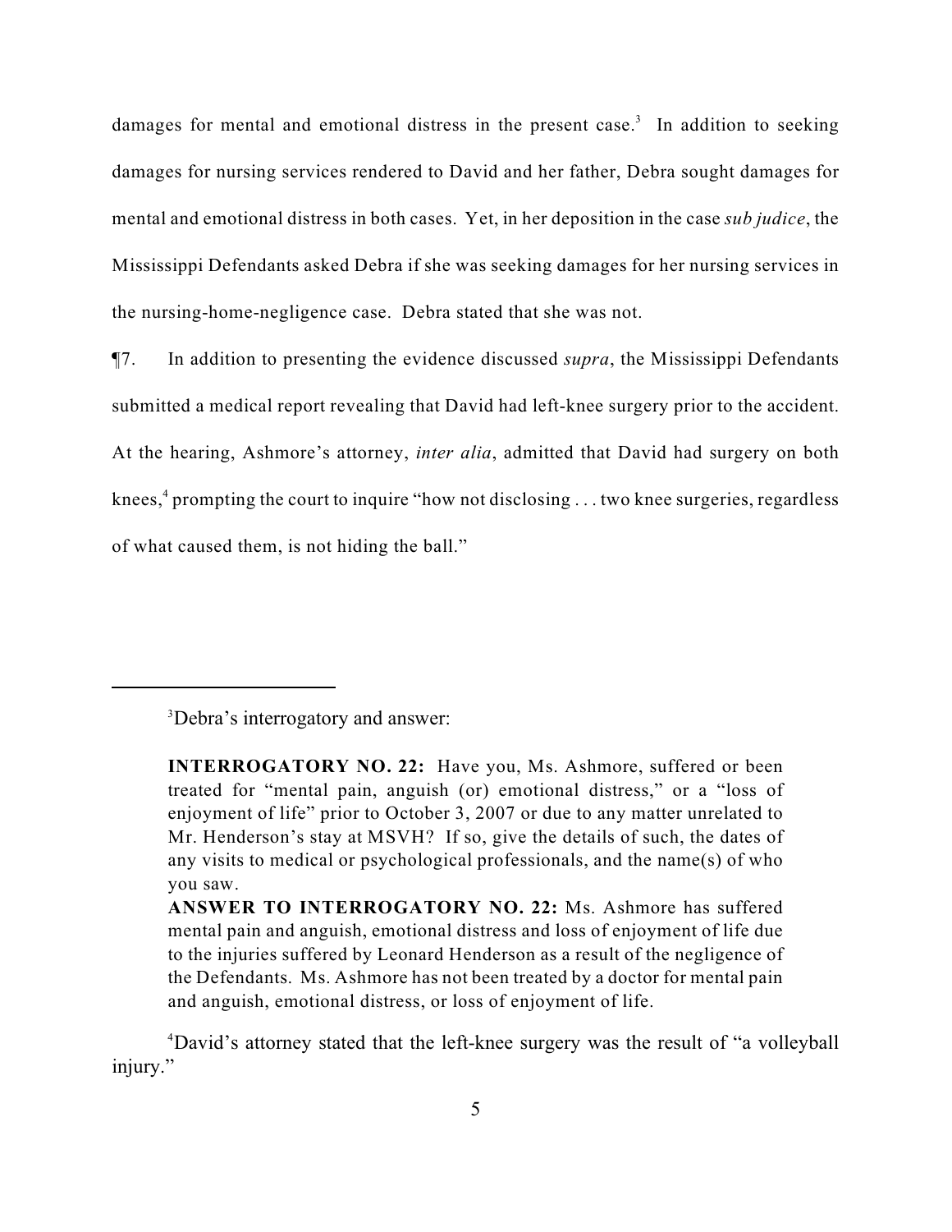damages for mental and emotional distress in the present case.[3] In addition to seeking damages for nursing services rendered to David and her father, Debra sought damages for mental and emotional distress in both cases. Yet, in her deposition in the case *sub judice*, the Mississippi Defendants asked Debra if she was seeking damages for her nursing services in the nursing-home-negligence case. Debra stated that she was not.

¶7. In addition to presenting the evidence discussed *supra*, the Mississippi Defendants submitted a medical report revealing that David had left-knee surgery prior to the accident. At the hearing, Ashmore's attorney, *inter alia*, admitted that David had surgery on both knees,[4] prompting the court to inquire "how not disclosing . . . two knee surgeries, regardless of what caused them, is not hiding the ball."

---

[3] Debra's interrogatory and answer:

> **INTERROGATORY NO. 22:** Have you, Ms. Ashmore, suffered or been treated for "mental pain, anguish (or) emotional distress," or a "loss of enjoyment of life" prior to October 3, 2007 or due to any matter unrelated to Mr. Henderson's stay at MSVH? If so, give the details of such, the dates of any visits to medical or psychological professionals, and the name(s) of who you saw.
>
> **ANSWER TO INTERROGATORY NO. 22:** Ms. Ashmore has suffered mental pain and anguish, emotional distress and loss of enjoyment of life due to the injuries suffered by Leonard Henderson as a result of the negligence of the Defendants. Ms. Ashmore has not been treated by a doctor for mental pain and anguish, emotional distress, or loss of enjoyment of life.

[4] David's attorney stated that the left-knee surgery was the result of "a volleyball injury."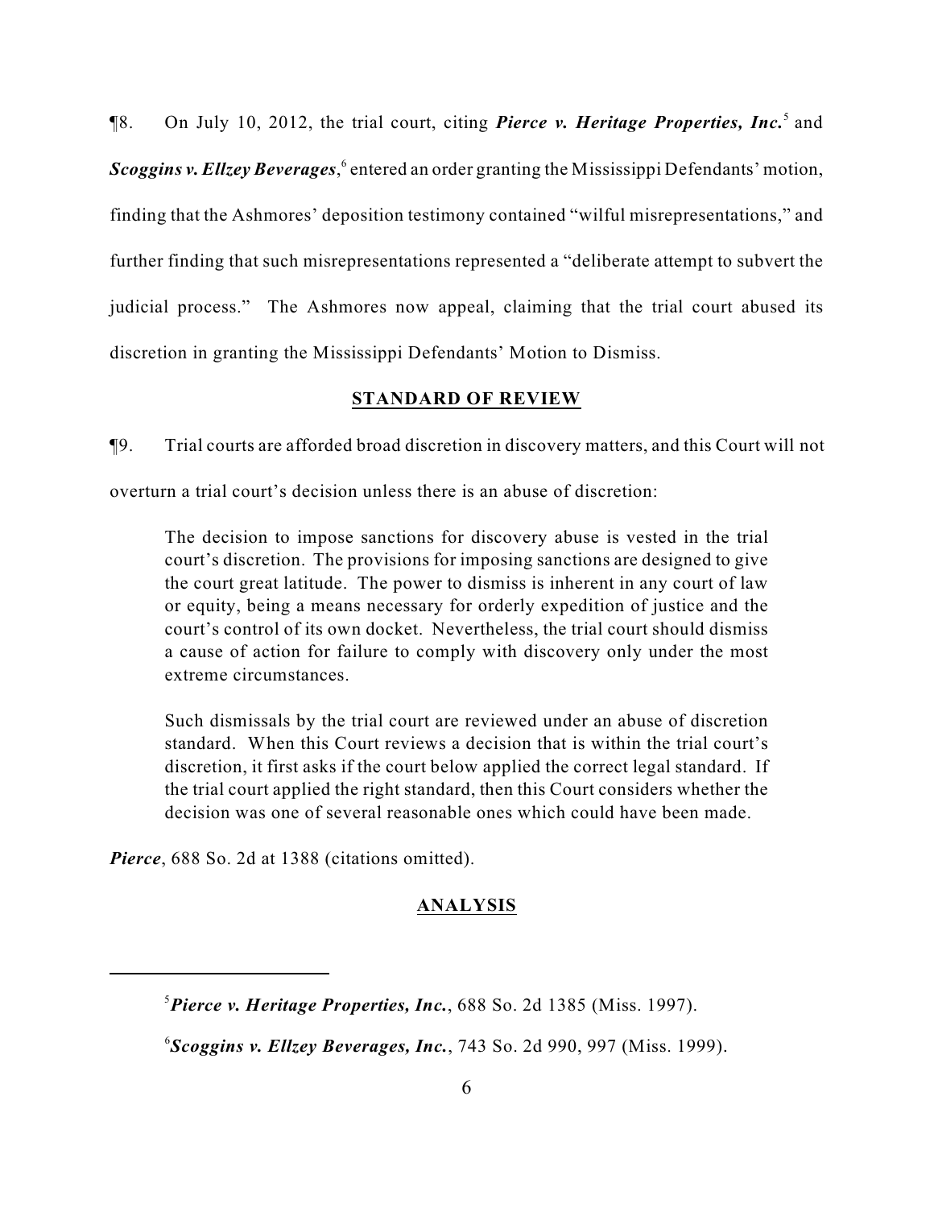¶8. On July 10, 2012, the trial court, citing ***Pierce v. Heritage Properties, Inc.***[5] and ***Scoggins v. Ellzey Beverages***,[6] entered an order granting the Mississippi Defendants' motion, finding that the Ashmores' deposition testimony contained "wilful misrepresentations," and further finding that such misrepresentations represented a "deliberate attempt to subvert the judicial process." The Ashmores now appeal, claiming that the trial court abused its discretion in granting the Mississippi Defendants' Motion to Dismiss.

## STANDARD OF REVIEW

¶9. Trial courts are afforded broad discretion in discovery matters, and this Court will not overturn a trial court's decision unless there is an abuse of discretion:

> The decision to impose sanctions for discovery abuse is vested in the trial court's discretion. The provisions for imposing sanctions are designed to give the court great latitude. The power to dismiss is inherent in any court of law or equity, being a means necessary for orderly expedition of justice and the court's control of its own docket. Nevertheless, the trial court should dismiss a cause of action for failure to comply with discovery only under the most extreme circumstances.
>
> Such dismissals by the trial court are reviewed under an abuse of discretion standard. When this Court reviews a decision that is within the trial court's discretion, it first asks if the court below applied the correct legal standard. If the trial court applied the right standard, then this Court considers whether the decision was one of several reasonable ones which could have been made.

***Pierce***, 688 So. 2d at 1388 (citations omitted).

## ANALYSIS

---

[5] ***Pierce v. Heritage Properties, Inc.***, 688 So. 2d 1385 (Miss. 1997).

[6] ***Scoggins v. Ellzey Beverages, Inc.***, 743 So. 2d 990, 997 (Miss. 1999).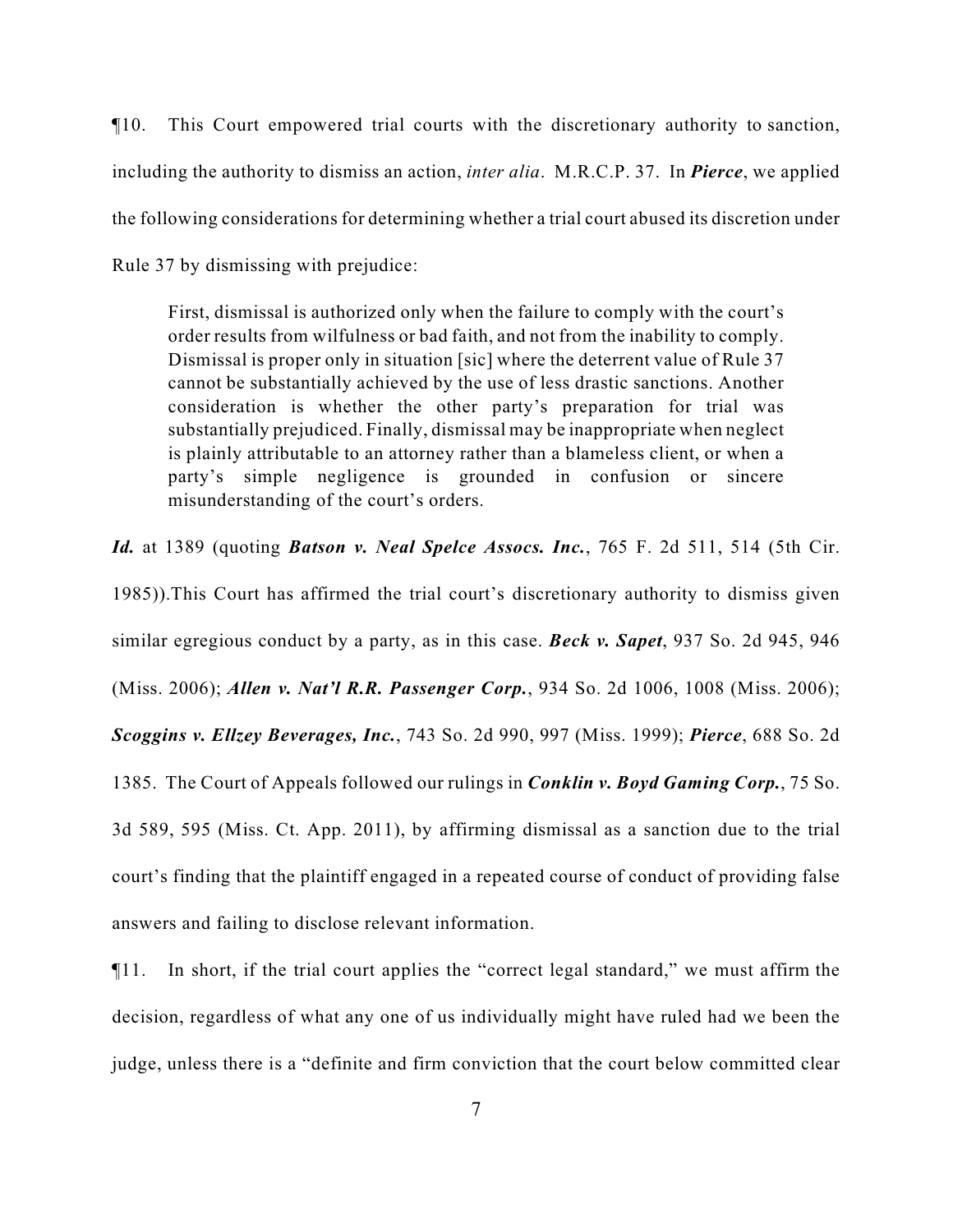¶10. This Court empowered trial courts with the discretionary authority to sanction, including the authority to dismiss an action, *inter alia*. M.R.C.P. 37. In ***Pierce***, we applied the following considerations for determining whether a trial court abused its discretion under Rule 37 by dismissing with prejudice:

> First, dismissal is authorized only when the failure to comply with the court's order results from wilfulness or bad faith, and not from the inability to comply. Dismissal is proper only in situation [sic] where the deterrent value of Rule 37 cannot be substantially achieved by the use of less drastic sanctions. Another consideration is whether the other party's preparation for trial was substantially prejudiced. Finally, dismissal may be inappropriate when neglect is plainly attributable to an attorney rather than a blameless client, or when a party's simple negligence is grounded in confusion or sincere misunderstanding of the court's orders.

***Id.*** at 1389 (quoting ***Batson v. Neal Spelce Assocs. Inc.***, 765 F. 2d 511, 514 (5th Cir. 1985)).This Court has affirmed the trial court's discretionary authority to dismiss given similar egregious conduct by a party, as in this case. ***Beck v. Sapet***, 937 So. 2d 945, 946 (Miss. 2006); ***Allen v. Nat'l R.R. Passenger Corp.***, 934 So. 2d 1006, 1008 (Miss. 2006); ***Scoggins v. Ellzey Beverages, Inc.***, 743 So. 2d 990, 997 (Miss. 1999); ***Pierce***, 688 So. 2d 1385. The Court of Appeals followed our rulings in ***Conklin v. Boyd Gaming Corp.***, 75 So. 3d 589, 595 (Miss. Ct. App. 2011), by affirming dismissal as a sanction due to the trial court's finding that the plaintiff engaged in a repeated course of conduct of providing false answers and failing to disclose relevant information.

¶11. In short, if the trial court applies the "correct legal standard," we must affirm the decision, regardless of what any one of us individually might have ruled had we been the judge, unless there is a "definite and firm conviction that the court below committed clear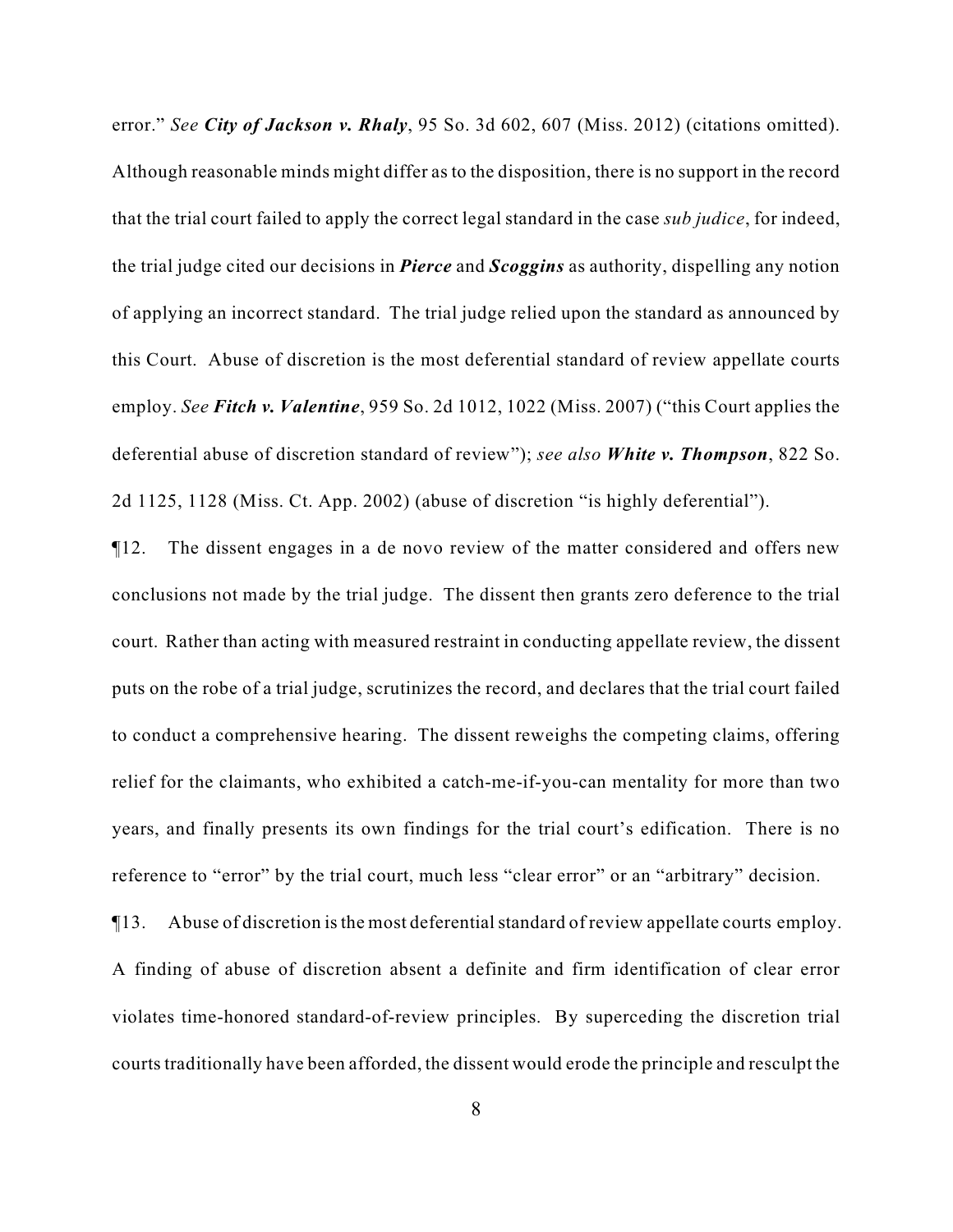error." *See* ***City of Jackson v. Rhaly***, 95 So. 3d 602, 607 (Miss. 2012) (citations omitted). Although reasonable minds might differ as to the disposition, there is no support in the record that the trial court failed to apply the correct legal standard in the case *sub judice*, for indeed, the trial judge cited our decisions in ***Pierce*** and ***Scoggins*** as authority, dispelling any notion of applying an incorrect standard. The trial judge relied upon the standard as announced by this Court. Abuse of discretion is the most deferential standard of review appellate courts employ. *See* ***Fitch v. Valentine***, 959 So. 2d 1012, 1022 (Miss. 2007) ("this Court applies the deferential abuse of discretion standard of review"); *see also* ***White v. Thompson***, 822 So. 2d 1125, 1128 (Miss. Ct. App. 2002) (abuse of discretion "is highly deferential").

¶12. The dissent engages in a de novo review of the matter considered and offers new conclusions not made by the trial judge. The dissent then grants zero deference to the trial court. Rather than acting with measured restraint in conducting appellate review, the dissent puts on the robe of a trial judge, scrutinizes the record, and declares that the trial court failed to conduct a comprehensive hearing. The dissent reweighs the competing claims, offering relief for the claimants, who exhibited a catch-me-if-you-can mentality for more than two years, and finally presents its own findings for the trial court's edification. There is no reference to "error" by the trial court, much less "clear error" or an "arbitrary" decision.

¶13. Abuse of discretion is the most deferential standard of review appellate courts employ. A finding of abuse of discretion absent a definite and firm identification of clear error violates time-honored standard-of-review principles. By superceding the discretion trial courts traditionally have been afforded, the dissent would erode the principle and resculpt the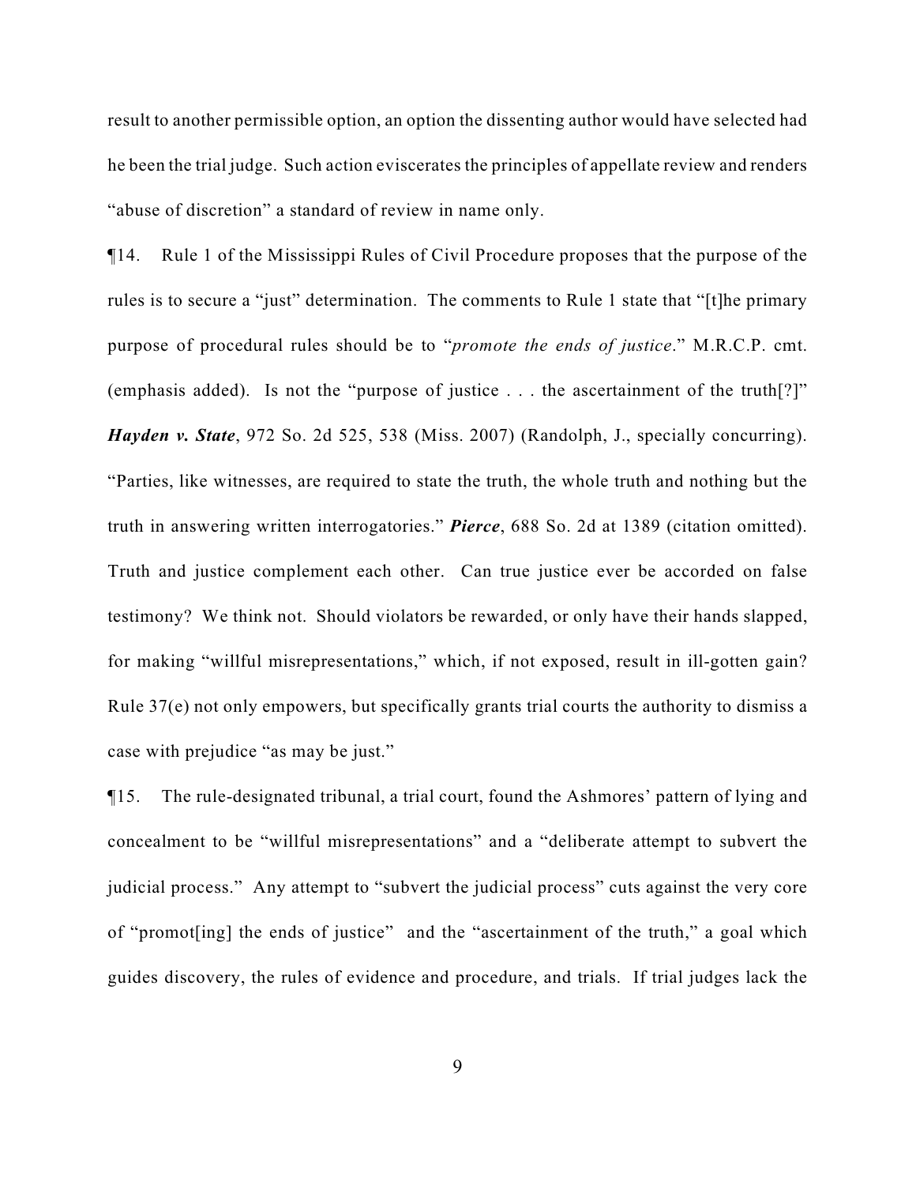result to another permissible option, an option the dissenting author would have selected had he been the trial judge. Such action eviscerates the principles of appellate review and renders "abuse of discretion" a standard of review in name only.

¶14. Rule 1 of the Mississippi Rules of Civil Procedure proposes that the purpose of the rules is to secure a "just" determination. The comments to Rule 1 state that "[t]he primary purpose of procedural rules should be to "*promote the ends of justice*." M.R.C.P. cmt. (emphasis added). Is not the "purpose of justice . . . the ascertainment of the truth[?]" ***Hayden v. State***, 972 So. 2d 525, 538 (Miss. 2007) (Randolph, J., specially concurring). "Parties, like witnesses, are required to state the truth, the whole truth and nothing but the truth in answering written interrogatories." ***Pierce***, 688 So. 2d at 1389 (citation omitted). Truth and justice complement each other. Can true justice ever be accorded on false testimony? We think not. Should violators be rewarded, or only have their hands slapped, for making "willful misrepresentations," which, if not exposed, result in ill-gotten gain? Rule 37(e) not only empowers, but specifically grants trial courts the authority to dismiss a case with prejudice "as may be just."

¶15. The rule-designated tribunal, a trial court, found the Ashmores' pattern of lying and concealment to be "willful misrepresentations" and a "deliberate attempt to subvert the judicial process." Any attempt to "subvert the judicial process" cuts against the very core of "promot[ing] the ends of justice" and the "ascertainment of the truth," a goal which guides discovery, the rules of evidence and procedure, and trials. If trial judges lack the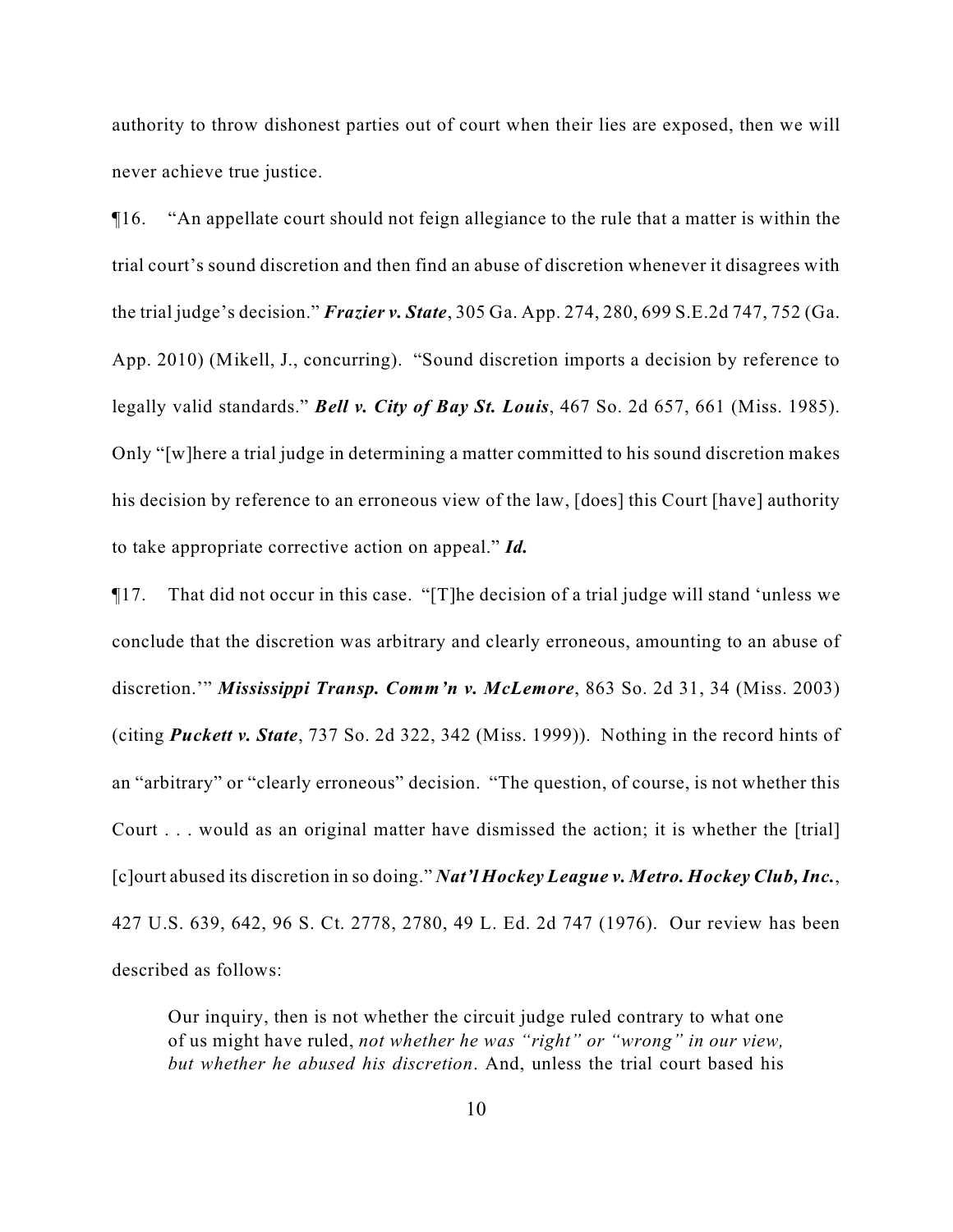authority to throw dishonest parties out of court when their lies are exposed, then we will never achieve true justice.

¶16. "An appellate court should not feign allegiance to the rule that a matter is within the trial court's sound discretion and then find an abuse of discretion whenever it disagrees with the trial judge's decision." ***Frazier v. State***, 305 Ga. App. 274, 280, 699 S.E.2d 747, 752 (Ga. App. 2010) (Mikell, J., concurring). "Sound discretion imports a decision by reference to legally valid standards." ***Bell v. City of Bay St. Louis***, 467 So. 2d 657, 661 (Miss. 1985). Only "[w]here a trial judge in determining a matter committed to his sound discretion makes his decision by reference to an erroneous view of the law, [does] this Court [have] authority to take appropriate corrective action on appeal." ***Id.***

¶17. That did not occur in this case. "[T]he decision of a trial judge will stand 'unless we conclude that the discretion was arbitrary and clearly erroneous, amounting to an abuse of discretion.'" ***Mississippi Transp. Comm'n v. McLemore***, 863 So. 2d 31, 34 (Miss. 2003) (citing ***Puckett v. State***, 737 So. 2d 322, 342 (Miss. 1999)). Nothing in the record hints of an "arbitrary" or "clearly erroneous" decision. "The question, of course, is not whether this Court . . . would as an original matter have dismissed the action; it is whether the [trial] [c]ourt abused its discretion in so doing." ***Nat'l Hockey League v. Metro. Hockey Club, Inc.***, 427 U.S. 639, 642, 96 S. Ct. 2778, 2780, 49 L. Ed. 2d 747 (1976). Our review has been described as follows:

> Our inquiry, then is not whether the circuit judge ruled contrary to what one of us might have ruled, *not whether he was "right" or "wrong" in our view, but whether he abused his discretion*. And, unless the trial court based his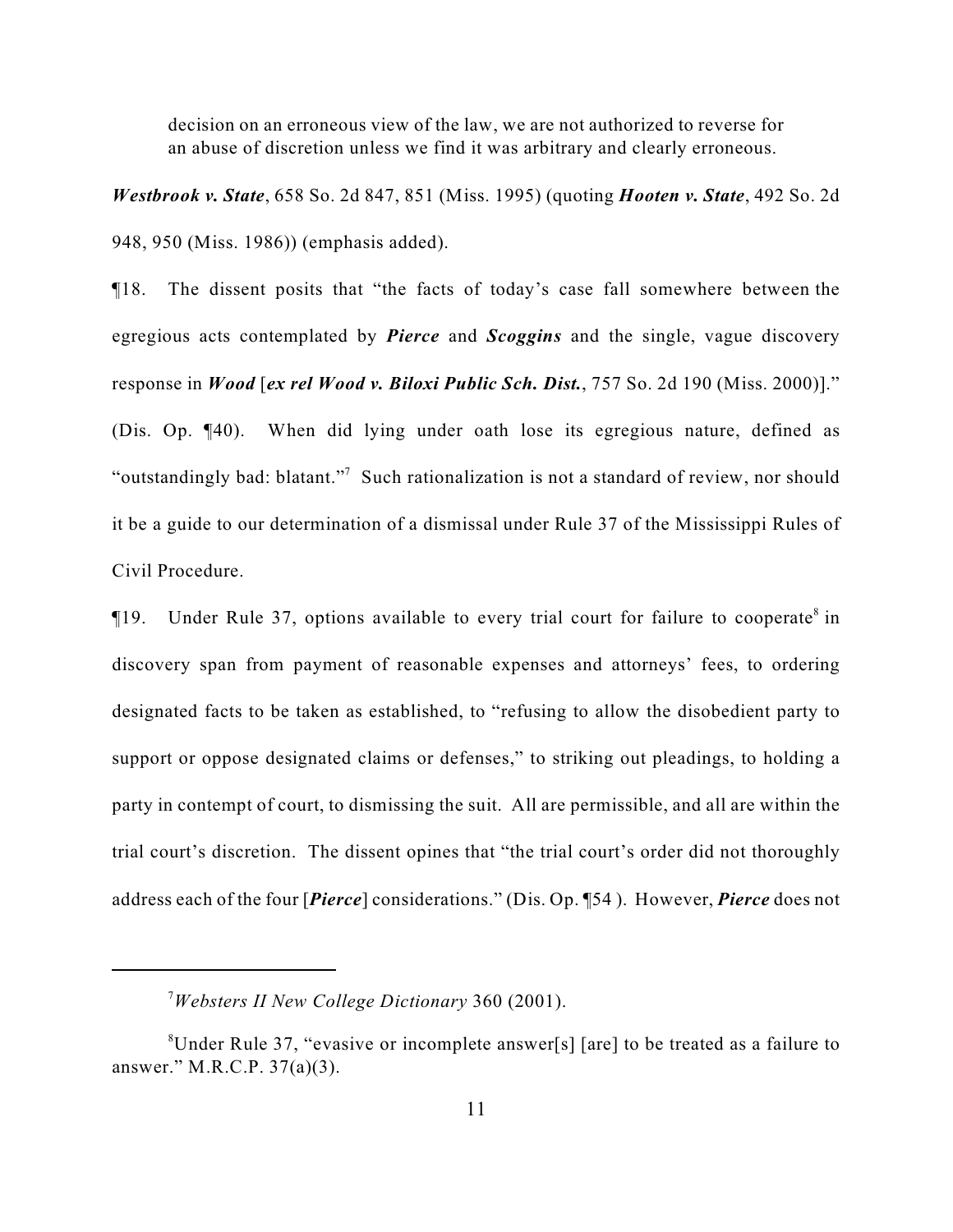decision on an erroneous view of the law, we are not authorized to reverse for an abuse of discretion unless we find it was arbitrary and clearly erroneous.

***Westbrook v. State***, 658 So. 2d 847, 851 (Miss. 1995) (quoting ***Hooten v. State***, 492 So. 2d 948, 950 (Miss. 1986)) (emphasis added).

¶18. The dissent posits that "the facts of today's case fall somewhere between the egregious acts contemplated by ***Pierce*** and ***Scoggins*** and the single, vague discovery response in ***Wood*** [***ex rel Wood v. Biloxi Public Sch. Dist.***, 757 So. 2d 190 (Miss. 2000)]." (Dis. Op. ¶40). When did lying under oath lose its egregious nature, defined as "outstandingly bad: blatant."[7] Such rationalization is not a standard of review, nor should it be a guide to our determination of a dismissal under Rule 37 of the Mississippi Rules of Civil Procedure.

¶19. Under Rule 37, options available to every trial court for failure to cooperate[8] in discovery span from payment of reasonable expenses and attorneys' fees, to ordering designated facts to be taken as established, to "refusing to allow the disobedient party to support or oppose designated claims or defenses," to striking out pleadings, to holding a party in contempt of court, to dismissing the suit. All are permissible, and all are within the trial court's discretion. The dissent opines that "the trial court's order did not thoroughly address each of the four [***Pierce***] considerations." (Dis. Op. ¶54 ). However, ***Pierce*** does not

---

[7] *Websters II New College Dictionary* 360 (2001).

[8] Under Rule 37, "evasive or incomplete answer[s] [are] to be treated as a failure to answer." M.R.C.P. 37(a)(3).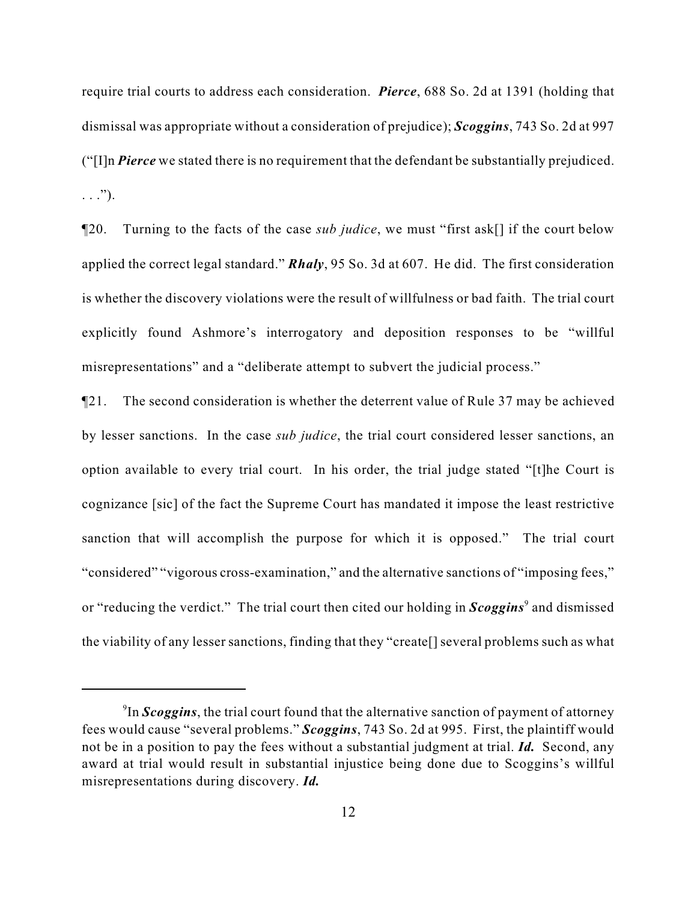require trial courts to address each consideration. ***Pierce***, 688 So. 2d at 1391 (holding that dismissal was appropriate without a consideration of prejudice); ***Scoggins***, 743 So. 2d at 997 ("[I]n ***Pierce*** we stated there is no requirement that the defendant be substantially prejudiced. . . .").

¶20. Turning to the facts of the case *sub judice*, we must "first ask[] if the court below applied the correct legal standard." ***Rhaly***, 95 So. 3d at 607. He did. The first consideration is whether the discovery violations were the result of willfulness or bad faith. The trial court explicitly found Ashmore's interrogatory and deposition responses to be "willful misrepresentations" and a "deliberate attempt to subvert the judicial process."

¶21. The second consideration is whether the deterrent value of Rule 37 may be achieved by lesser sanctions. In the case *sub judice*, the trial court considered lesser sanctions, an option available to every trial court. In his order, the trial judge stated "[t]he Court is cognizance [sic] of the fact the Supreme Court has mandated it impose the least restrictive sanction that will accomplish the purpose for which it is opposed." The trial court "considered" "vigorous cross-examination," and the alternative sanctions of "imposing fees," or "reducing the verdict." The trial court then cited our holding in ***Scoggins***[9] and dismissed the viability of any lesser sanctions, finding that they "create[] several problems such as what

[9]In ***Scoggins***, the trial court found that the alternative sanction of payment of attorney fees would cause "several problems." ***Scoggins***, 743 So. 2d at 995. First, the plaintiff would not be in a position to pay the fees without a substantial judgment at trial. ***Id.*** Second, any award at trial would result in substantial injustice being done due to Scoggins's willful misrepresentations during discovery. ***Id.***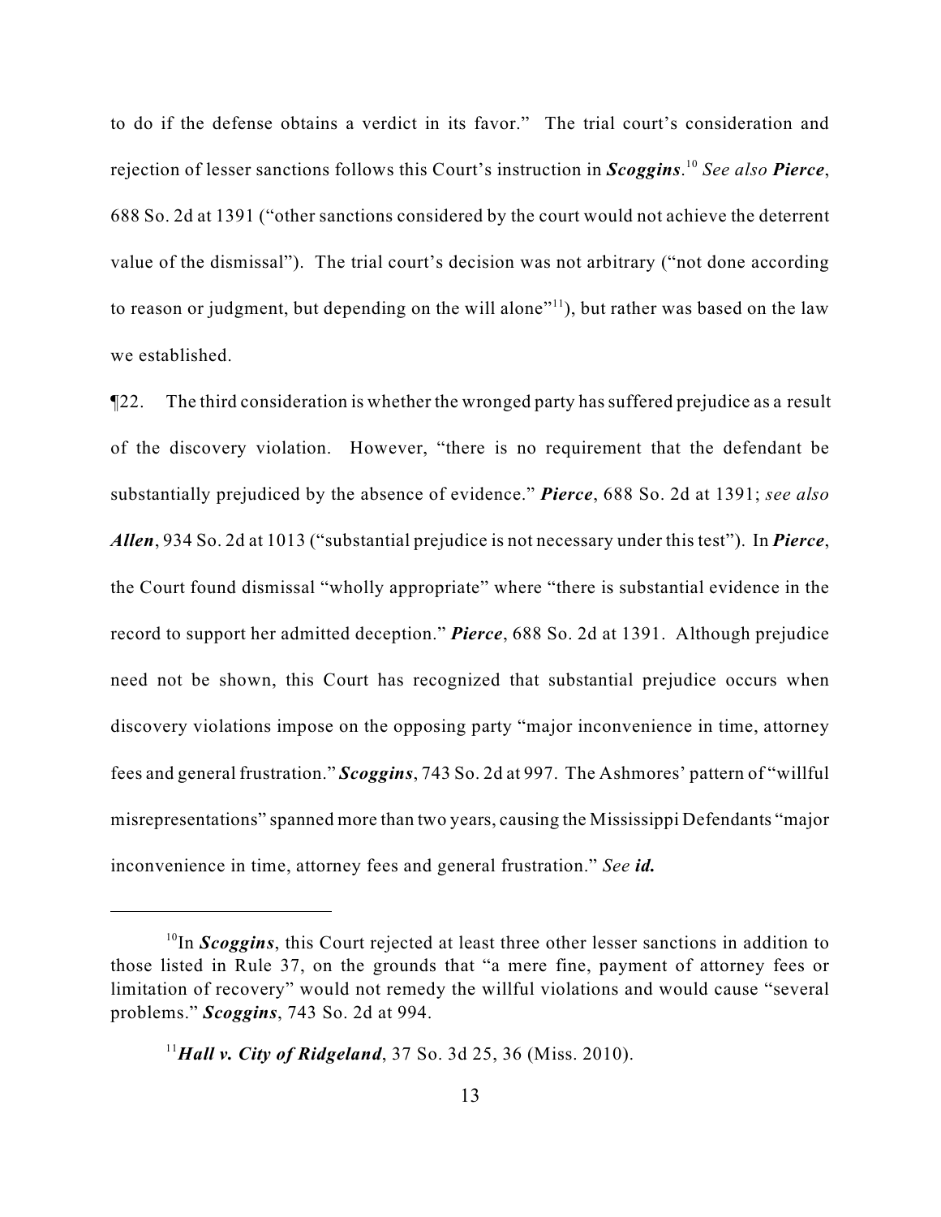to do if the defense obtains a verdict in its favor." The trial court's consideration and rejection of lesser sanctions follows this Court's instruction in ***Scoggins***.[10] *See also* ***Pierce***, 688 So. 2d at 1391 ("other sanctions considered by the court would not achieve the deterrent value of the dismissal"). The trial court's decision was not arbitrary ("not done according to reason or judgment, but depending on the will alone"[11]), but rather was based on the law we established.

¶22. The third consideration is whether the wronged party has suffered prejudice as a result of the discovery violation. However, "there is no requirement that the defendant be substantially prejudiced by the absence of evidence." ***Pierce***, 688 So. 2d at 1391; *see also* ***Allen***, 934 So. 2d at 1013 ("substantial prejudice is not necessary under this test"). In ***Pierce***, the Court found dismissal "wholly appropriate" where "there is substantial evidence in the record to support her admitted deception." ***Pierce***, 688 So. 2d at 1391. Although prejudice need not be shown, this Court has recognized that substantial prejudice occurs when discovery violations impose on the opposing party "major inconvenience in time, attorney fees and general frustration." ***Scoggins***, 743 So. 2d at 997. The Ashmores' pattern of "willful misrepresentations" spanned more than two years, causing the Mississippi Defendants "major inconvenience in time, attorney fees and general frustration." *See* ***id.***

---

[10] In ***Scoggins***, this Court rejected at least three other lesser sanctions in addition to those listed in Rule 37, on the grounds that "a mere fine, payment of attorney fees or limitation of recovery" would not remedy the willful violations and would cause "several problems." ***Scoggins***, 743 So. 2d at 994.

[11] ***Hall v. City of Ridgeland***, 37 So. 3d 25, 36 (Miss. 2010).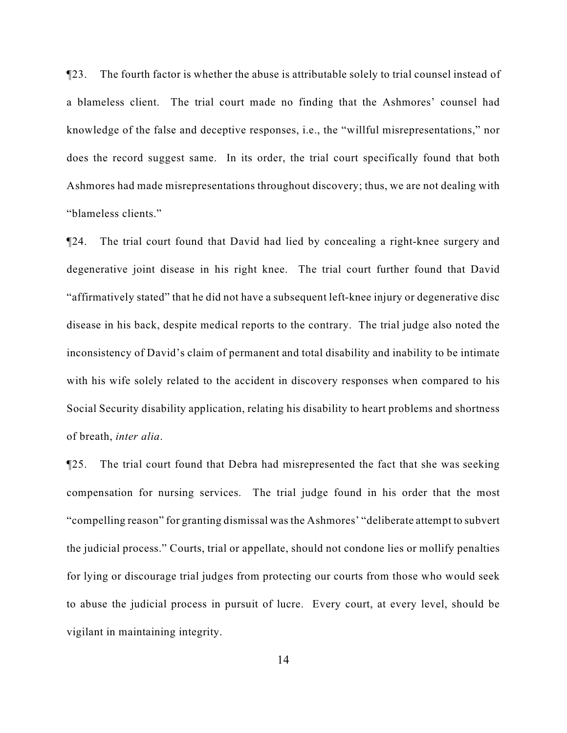¶23. The fourth factor is whether the abuse is attributable solely to trial counsel instead of a blameless client. The trial court made no finding that the Ashmores' counsel had knowledge of the false and deceptive responses, i.e., the "willful misrepresentations," nor does the record suggest same. In its order, the trial court specifically found that both Ashmores had made misrepresentations throughout discovery; thus, we are not dealing with "blameless clients."

¶24. The trial court found that David had lied by concealing a right-knee surgery and degenerative joint disease in his right knee. The trial court further found that David "affirmatively stated" that he did not have a subsequent left-knee injury or degenerative disc disease in his back, despite medical reports to the contrary. The trial judge also noted the inconsistency of David's claim of permanent and total disability and inability to be intimate with his wife solely related to the accident in discovery responses when compared to his Social Security disability application, relating his disability to heart problems and shortness of breath, *inter alia*.

¶25. The trial court found that Debra had misrepresented the fact that she was seeking compensation for nursing services. The trial judge found in his order that the most "compelling reason" for granting dismissal was the Ashmores' "deliberate attempt to subvert the judicial process." Courts, trial or appellate, should not condone lies or mollify penalties for lying or discourage trial judges from protecting our courts from those who would seek to abuse the judicial process in pursuit of lucre. Every court, at every level, should be vigilant in maintaining integrity.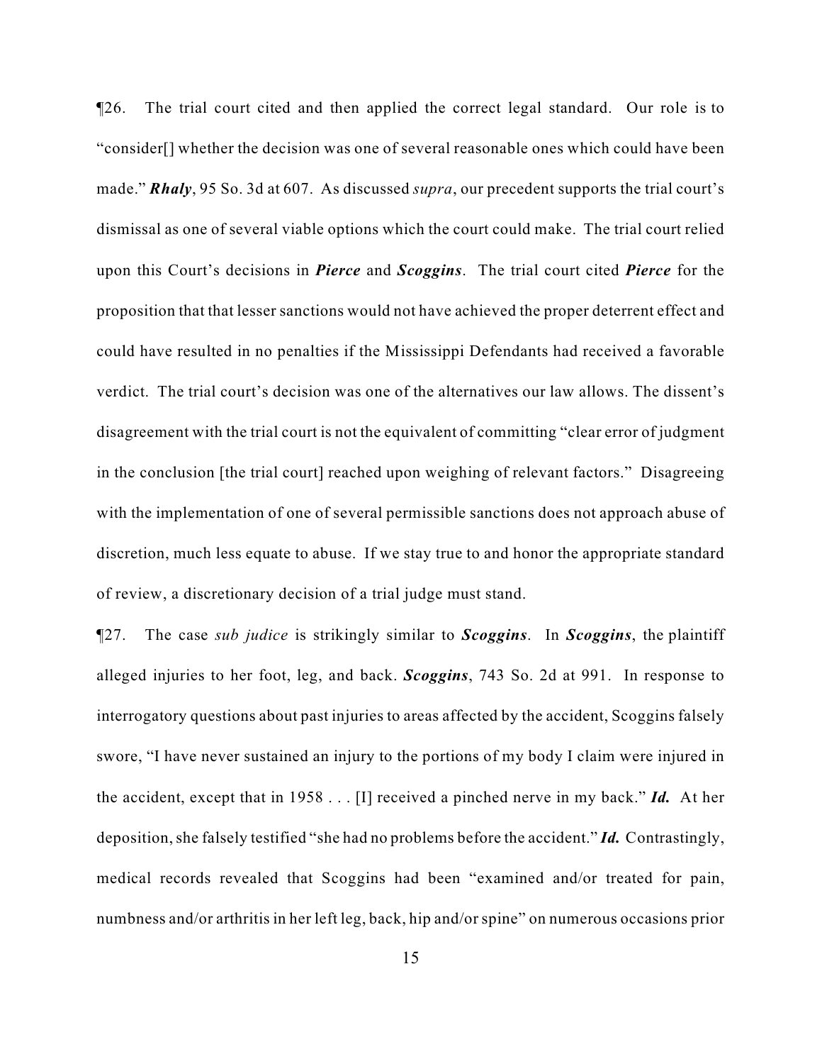¶26. The trial court cited and then applied the correct legal standard. Our role is to "consider[] whether the decision was one of several reasonable ones which could have been made." ***Rhaly***, 95 So. 3d at 607. As discussed *supra*, our precedent supports the trial court's dismissal as one of several viable options which the court could make. The trial court relied upon this Court's decisions in ***Pierce*** and ***Scoggins***. The trial court cited ***Pierce*** for the proposition that that lesser sanctions would not have achieved the proper deterrent effect and could have resulted in no penalties if the Mississippi Defendants had received a favorable verdict. The trial court's decision was one of the alternatives our law allows. The dissent's disagreement with the trial court is not the equivalent of committing "clear error of judgment in the conclusion [the trial court] reached upon weighing of relevant factors." Disagreeing with the implementation of one of several permissible sanctions does not approach abuse of discretion, much less equate to abuse. If we stay true to and honor the appropriate standard of review, a discretionary decision of a trial judge must stand.

¶27. The case *sub judice* is strikingly similar to ***Scoggins***. In ***Scoggins***, the plaintiff alleged injuries to her foot, leg, and back. ***Scoggins***, 743 So. 2d at 991. In response to interrogatory questions about past injuries to areas affected by the accident, Scoggins falsely swore, "I have never sustained an injury to the portions of my body I claim were injured in the accident, except that in 1958 . . . [I] received a pinched nerve in my back." ***Id.*** At her deposition, she falsely testified "she had no problems before the accident." ***Id.*** Contrastingly, medical records revealed that Scoggins had been "examined and/or treated for pain, numbness and/or arthritis in her left leg, back, hip and/or spine" on numerous occasions prior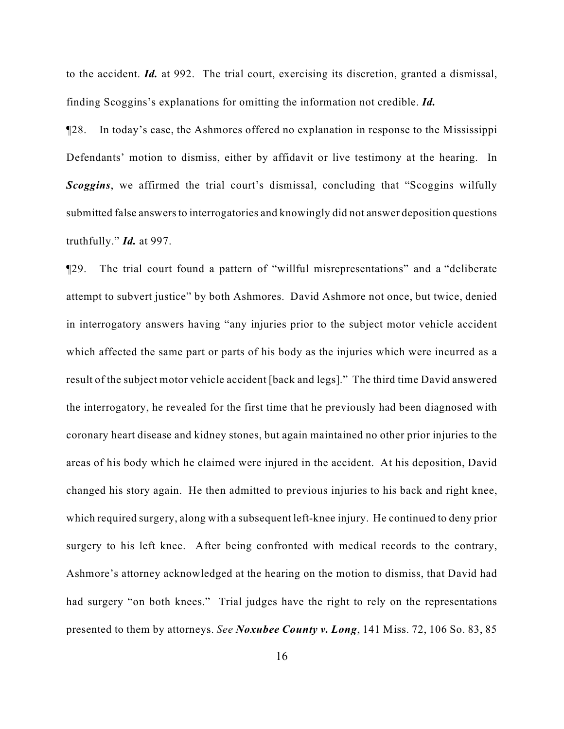to the accident. ***Id.*** at 992. The trial court, exercising its discretion, granted a dismissal, finding Scoggins's explanations for omitting the information not credible. ***Id.***

¶28. In today's case, the Ashmores offered no explanation in response to the Mississippi Defendants' motion to dismiss, either by affidavit or live testimony at the hearing. In ***Scoggins***, we affirmed the trial court's dismissal, concluding that "Scoggins wilfully submitted false answers to interrogatories and knowingly did not answer deposition questions truthfully." ***Id.*** at 997.

¶29. The trial court found a pattern of "willful misrepresentations" and a "deliberate attempt to subvert justice" by both Ashmores. David Ashmore not once, but twice, denied in interrogatory answers having "any injuries prior to the subject motor vehicle accident which affected the same part or parts of his body as the injuries which were incurred as a result of the subject motor vehicle accident [back and legs]." The third time David answered the interrogatory, he revealed for the first time that he previously had been diagnosed with coronary heart disease and kidney stones, but again maintained no other prior injuries to the areas of his body which he claimed were injured in the accident. At his deposition, David changed his story again. He then admitted to previous injuries to his back and right knee, which required surgery, along with a subsequent left-knee injury. He continued to deny prior surgery to his left knee. After being confronted with medical records to the contrary, Ashmore's attorney acknowledged at the hearing on the motion to dismiss, that David had had surgery "on both knees." Trial judges have the right to rely on the representations presented to them by attorneys. *See* ***Noxubee County v. Long***, 141 Miss. 72, 106 So. 83, 85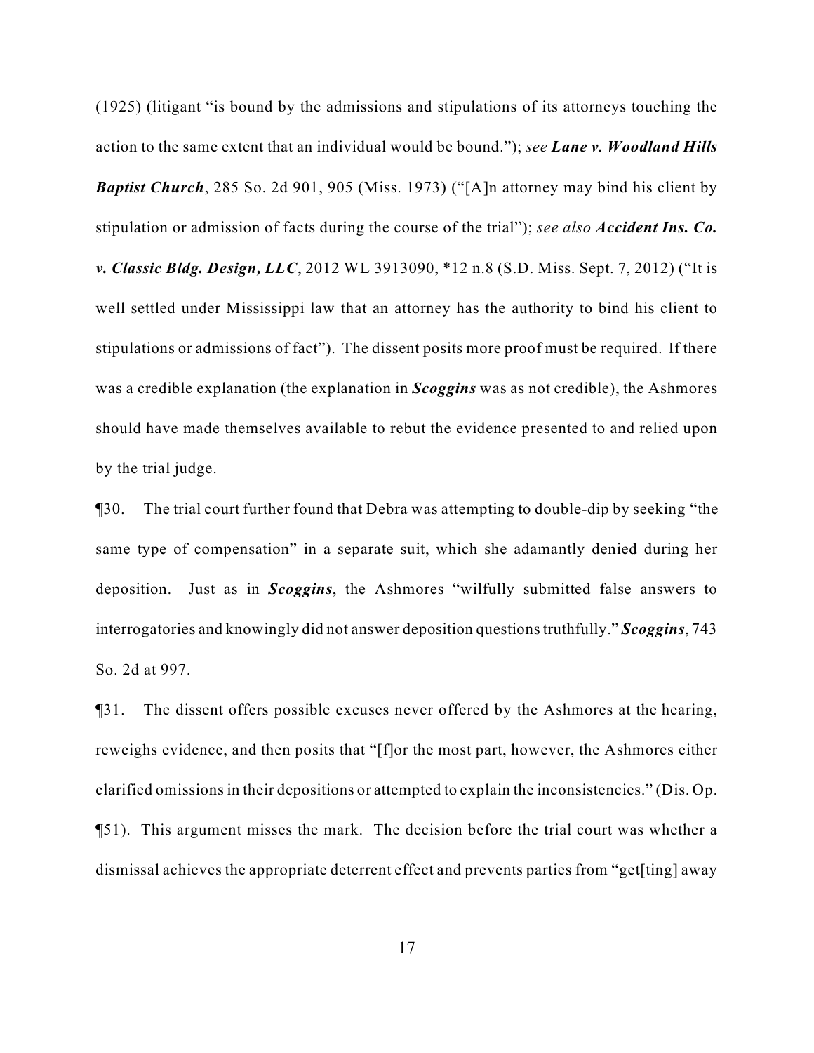(1925) (litigant "is bound by the admissions and stipulations of its attorneys touching the action to the same extent that an individual would be bound."); *see* ***Lane v. Woodland Hills Baptist Church***, 285 So. 2d 901, 905 (Miss. 1973) ("[A]n attorney may bind his client by stipulation or admission of facts during the course of the trial"); *see also* ***Accident Ins. Co. v. Classic Bldg. Design, LLC***, 2012 WL 3913090, *12 n.8 (S.D. Miss. Sept. 7, 2012) ("It is well settled under Mississippi law that an attorney has the authority to bind his client to stipulations or admissions of fact"). The dissent posits more proof must be required. If there was a credible explanation (the explanation in ***Scoggins*** was as not credible), the Ashmores should have made themselves available to rebut the evidence presented to and relied upon by the trial judge.

¶30. The trial court further found that Debra was attempting to double-dip by seeking "the same type of compensation" in a separate suit, which she adamantly denied during her deposition. Just as in ***Scoggins***, the Ashmores "wilfully submitted false answers to interrogatories and knowingly did not answer deposition questions truthfully." ***Scoggins***, 743 So. 2d at 997.

¶31. The dissent offers possible excuses never offered by the Ashmores at the hearing, reweighs evidence, and then posits that "[f]or the most part, however, the Ashmores either clarified omissions in their depositions or attempted to explain the inconsistencies." (Dis. Op. ¶51). This argument misses the mark. The decision before the trial court was whether a dismissal achieves the appropriate deterrent effect and prevents parties from "get[ting] away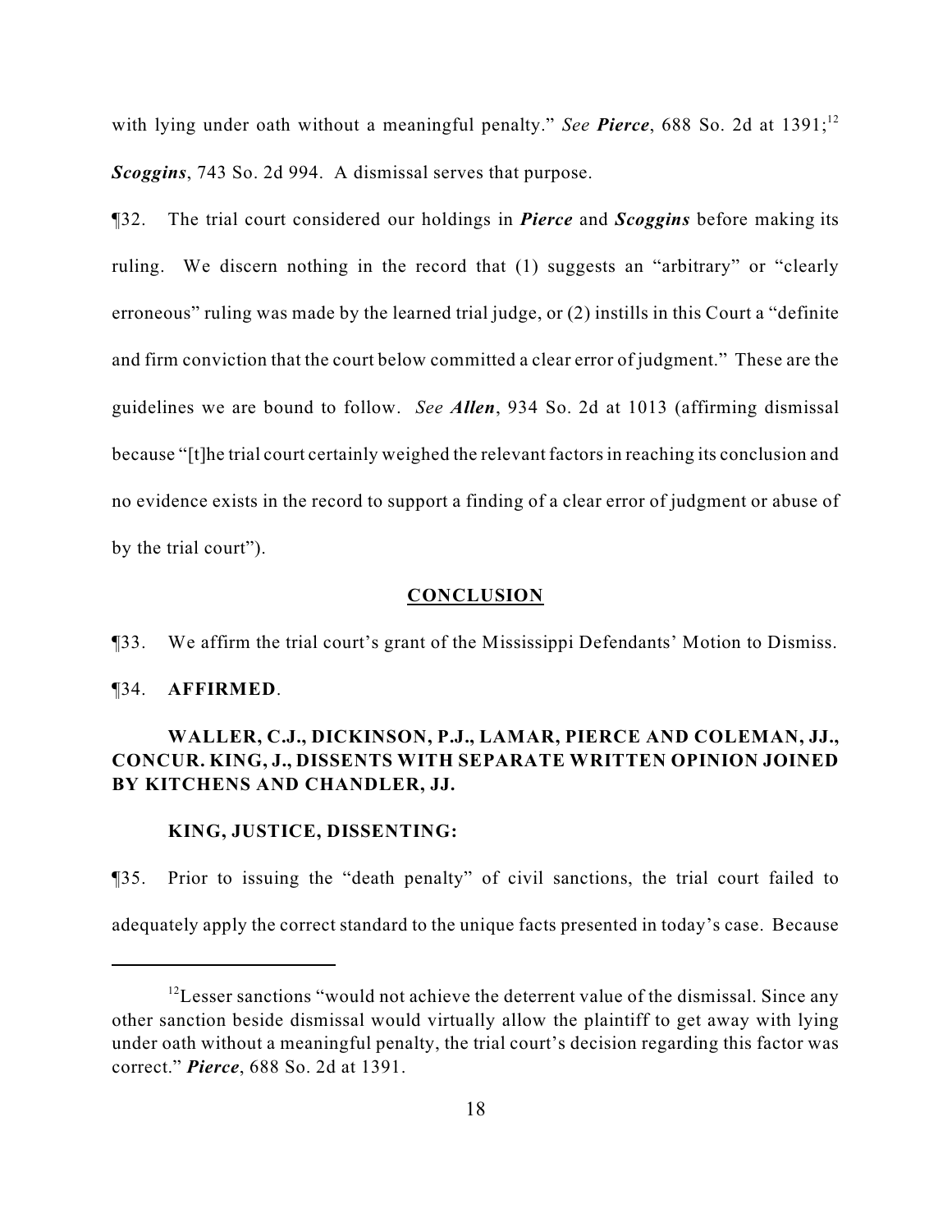with lying under oath without a meaningful penalty." *See* ***Pierce***, 688 So. 2d at 1391;[12] ***Scoggins***, 743 So. 2d 994. A dismissal serves that purpose.

¶32. The trial court considered our holdings in ***Pierce*** and ***Scoggins*** before making its ruling. We discern nothing in the record that (1) suggests an "arbitrary" or "clearly erroneous" ruling was made by the learned trial judge, or (2) instills in this Court a "definite and firm conviction that the court below committed a clear error of judgment." These are the guidelines we are bound to follow. *See* ***Allen***, 934 So. 2d at 1013 (affirming dismissal because "[t]he trial court certainly weighed the relevant factors in reaching its conclusion and no evidence exists in the record to support a finding of a clear error of judgment or abuse of by the trial court").

## CONCLUSION

¶33. We affirm the trial court's grant of the Mississippi Defendants' Motion to Dismiss.

¶34. **AFFIRMED**.

**WALLER, C.J., DICKINSON, P.J., LAMAR, PIERCE AND COLEMAN, JJ., CONCUR. KING, J., DISSENTS WITH SEPARATE WRITTEN OPINION JOINED BY KITCHENS AND CHANDLER, JJ.**

**KING, JUSTICE, DISSENTING:**

¶35. Prior to issuing the "death penalty" of civil sanctions, the trial court failed to adequately apply the correct standard to the unique facts presented in today's case. Because

---

[12] Lesser sanctions "would not achieve the deterrent value of the dismissal. Since any other sanction beside dismissal would virtually allow the plaintiff to get away with lying under oath without a meaningful penalty, the trial court's decision regarding this factor was correct." ***Pierce***, 688 So. 2d at 1391.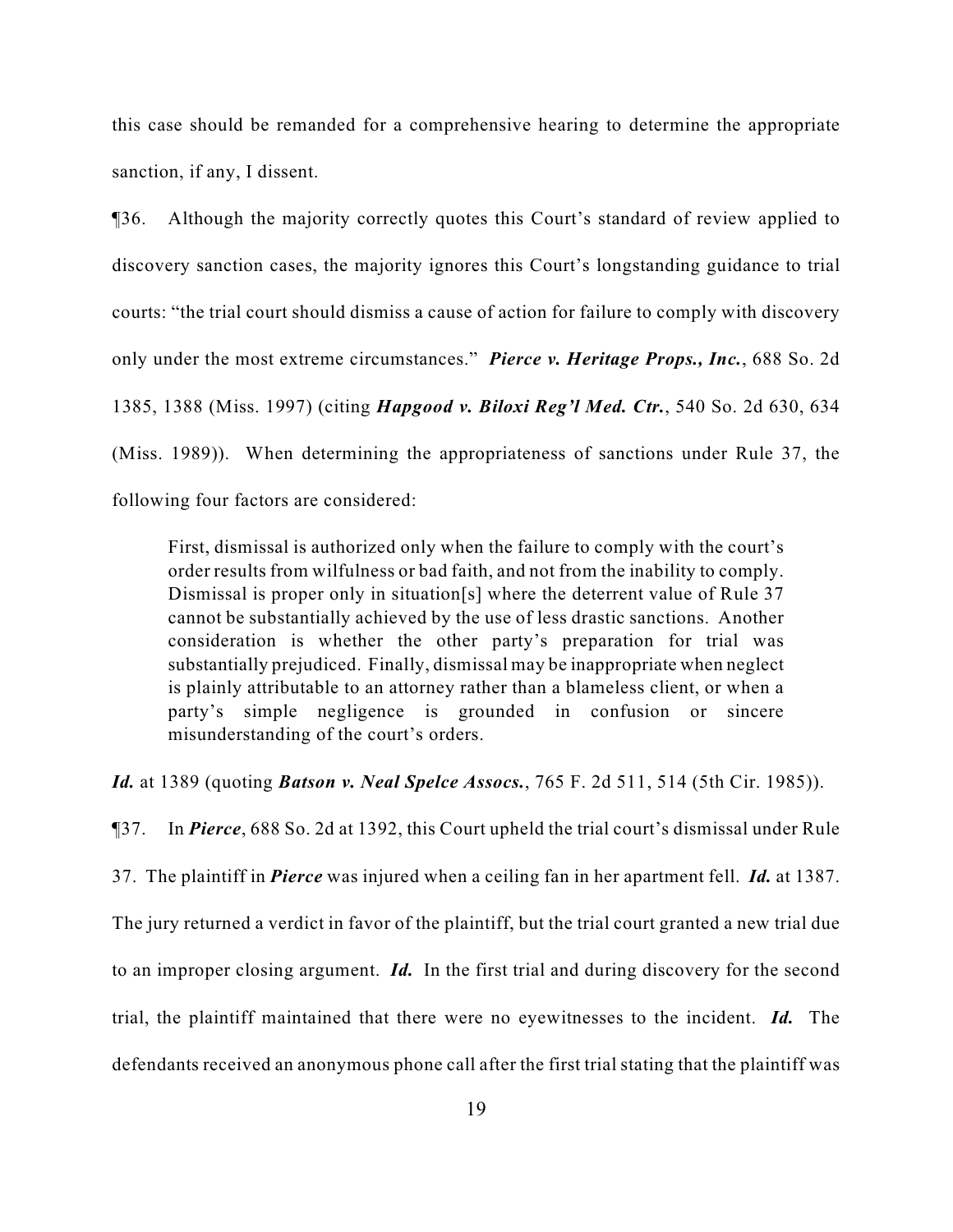this case should be remanded for a comprehensive hearing to determine the appropriate sanction, if any, I dissent.

¶36. Although the majority correctly quotes this Court's standard of review applied to discovery sanction cases, the majority ignores this Court's longstanding guidance to trial courts: "the trial court should dismiss a cause of action for failure to comply with discovery only under the most extreme circumstances." ***Pierce v. Heritage Props., Inc.***, 688 So. 2d 1385, 1388 (Miss. 1997) (citing ***Hapgood v. Biloxi Reg'l Med. Ctr.***, 540 So. 2d 630, 634 (Miss. 1989)). When determining the appropriateness of sanctions under Rule 37, the following four factors are considered:

> First, dismissal is authorized only when the failure to comply with the court's order results from wilfulness or bad faith, and not from the inability to comply. Dismissal is proper only in situation[s] where the deterrent value of Rule 37 cannot be substantially achieved by the use of less drastic sanctions. Another consideration is whether the other party's preparation for trial was substantially prejudiced. Finally, dismissal may be inappropriate when neglect is plainly attributable to an attorney rather than a blameless client, or when a party's simple negligence is grounded in confusion or sincere misunderstanding of the court's orders.

***Id.*** at 1389 (quoting ***Batson v. Neal Spelce Assocs.***, 765 F. 2d 511, 514 (5th Cir. 1985)).

¶37. In ***Pierce***, 688 So. 2d at 1392, this Court upheld the trial court's dismissal under Rule 37. The plaintiff in ***Pierce*** was injured when a ceiling fan in her apartment fell. ***Id.*** at 1387. The jury returned a verdict in favor of the plaintiff, but the trial court granted a new trial due to an improper closing argument. ***Id.*** In the first trial and during discovery for the second trial, the plaintiff maintained that there were no eyewitnesses to the incident. ***Id.*** The defendants received an anonymous phone call after the first trial stating that the plaintiff was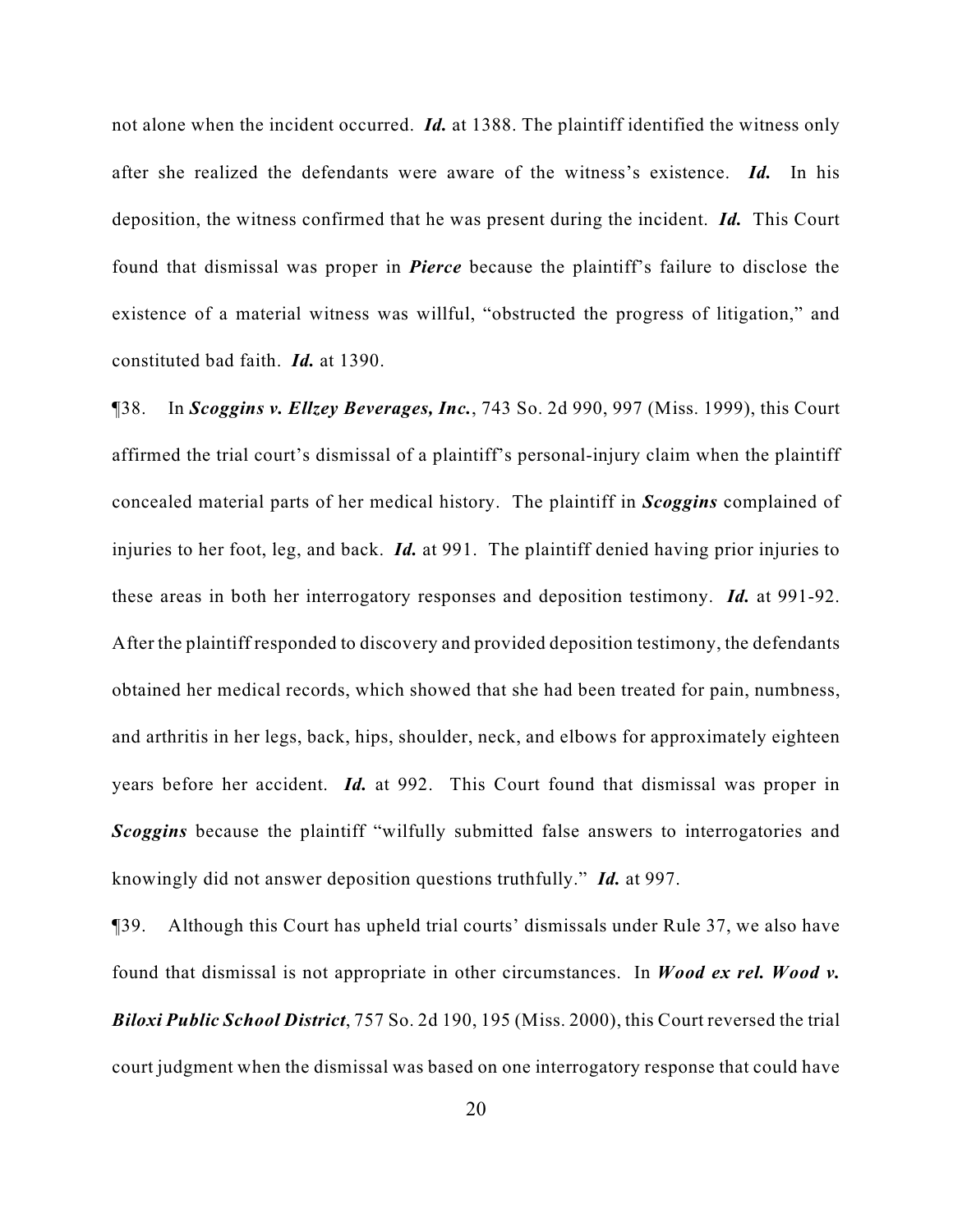not alone when the incident occurred. ***Id.*** at 1388. The plaintiff identified the witness only after she realized the defendants were aware of the witness's existence. ***Id.*** In his deposition, the witness confirmed that he was present during the incident. ***Id.*** This Court found that dismissal was proper in ***Pierce*** because the plaintiff's failure to disclose the existence of a material witness was willful, "obstructed the progress of litigation," and constituted bad faith. ***Id.*** at 1390.

¶38. In ***Scoggins v. Ellzey Beverages, Inc.***, 743 So. 2d 990, 997 (Miss. 1999), this Court affirmed the trial court's dismissal of a plaintiff's personal-injury claim when the plaintiff concealed material parts of her medical history. The plaintiff in ***Scoggins*** complained of injuries to her foot, leg, and back. ***Id.*** at 991. The plaintiff denied having prior injuries to these areas in both her interrogatory responses and deposition testimony. ***Id.*** at 991-92. After the plaintiff responded to discovery and provided deposition testimony, the defendants obtained her medical records, which showed that she had been treated for pain, numbness, and arthritis in her legs, back, hips, shoulder, neck, and elbows for approximately eighteen years before her accident. ***Id.*** at 992. This Court found that dismissal was proper in ***Scoggins*** because the plaintiff "wilfully submitted false answers to interrogatories and knowingly did not answer deposition questions truthfully." ***Id.*** at 997.

¶39. Although this Court has upheld trial courts' dismissals under Rule 37, we also have found that dismissal is not appropriate in other circumstances. In ***Wood ex rel. Wood v. Biloxi Public School District***, 757 So. 2d 190, 195 (Miss. 2000), this Court reversed the trial court judgment when the dismissal was based on one interrogatory response that could have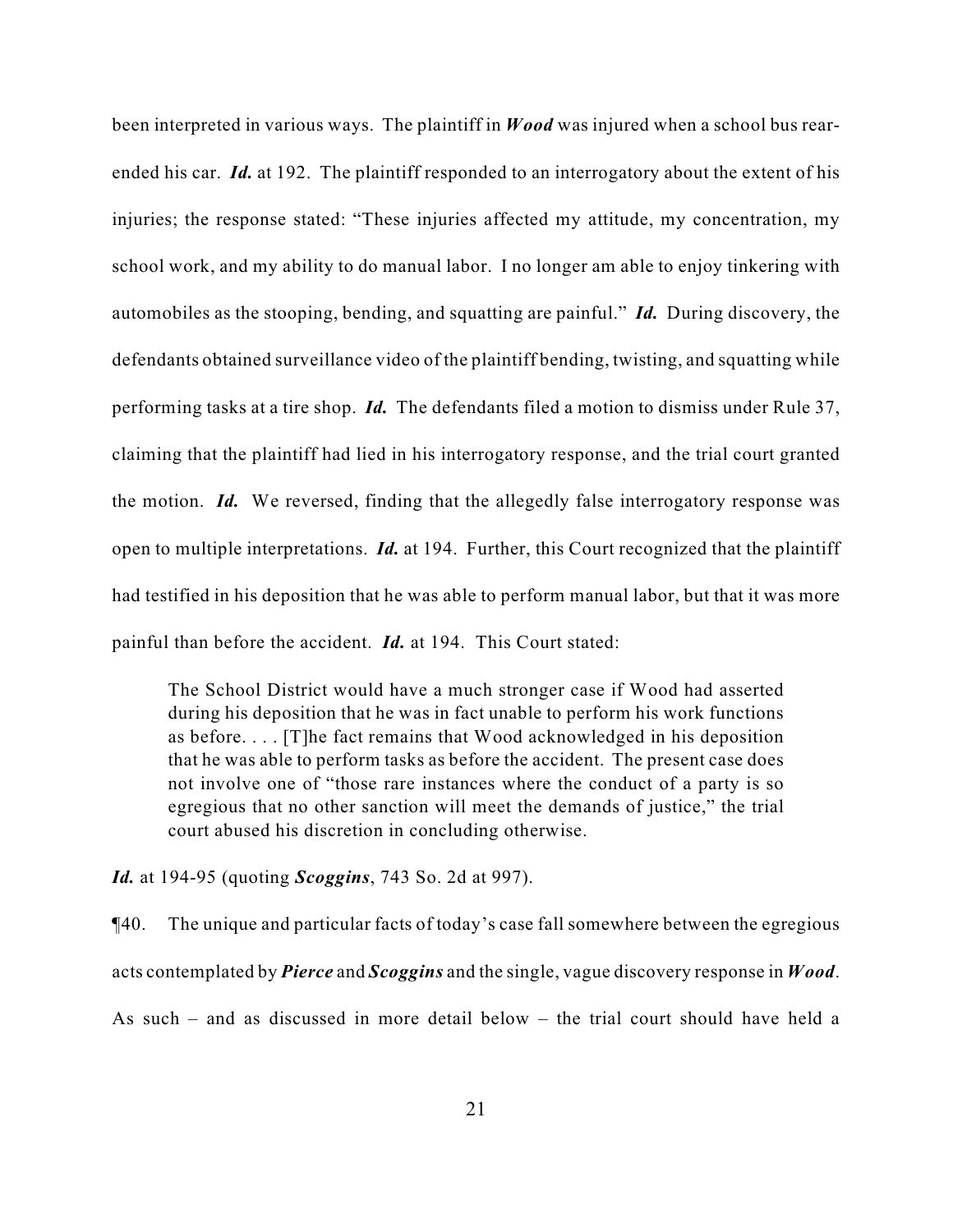been interpreted in various ways. The plaintiff in ***Wood*** was injured when a school bus rear-ended his car. ***Id.*** at 192. The plaintiff responded to an interrogatory about the extent of his injuries; the response stated: "These injuries affected my attitude, my concentration, my school work, and my ability to do manual labor. I no longer am able to enjoy tinkering with automobiles as the stooping, bending, and squatting are painful." ***Id.*** During discovery, the defendants obtained surveillance video of the plaintiff bending, twisting, and squatting while performing tasks at a tire shop. ***Id.*** The defendants filed a motion to dismiss under Rule 37, claiming that the plaintiff had lied in his interrogatory response, and the trial court granted the motion. ***Id.*** We reversed, finding that the allegedly false interrogatory response was open to multiple interpretations. ***Id.*** at 194. Further, this Court recognized that the plaintiff had testified in his deposition that he was able to perform manual labor, but that it was more painful than before the accident. ***Id.*** at 194. This Court stated:

> The School District would have a much stronger case if Wood had asserted during his deposition that he was in fact unable to perform his work functions as before. . . . [T]he fact remains that Wood acknowledged in his deposition that he was able to perform tasks as before the accident. The present case does not involve one of "those rare instances where the conduct of a party is so egregious that no other sanction will meet the demands of justice," the trial court abused his discretion in concluding otherwise.

***Id.*** at 194-95 (quoting ***Scoggins***, 743 So. 2d at 997).

¶40. The unique and particular facts of today's case fall somewhere between the egregious acts contemplated by ***Pierce*** and ***Scoggins*** and the single, vague discovery response in ***Wood***. As such – and as discussed in more detail below – the trial court should have held a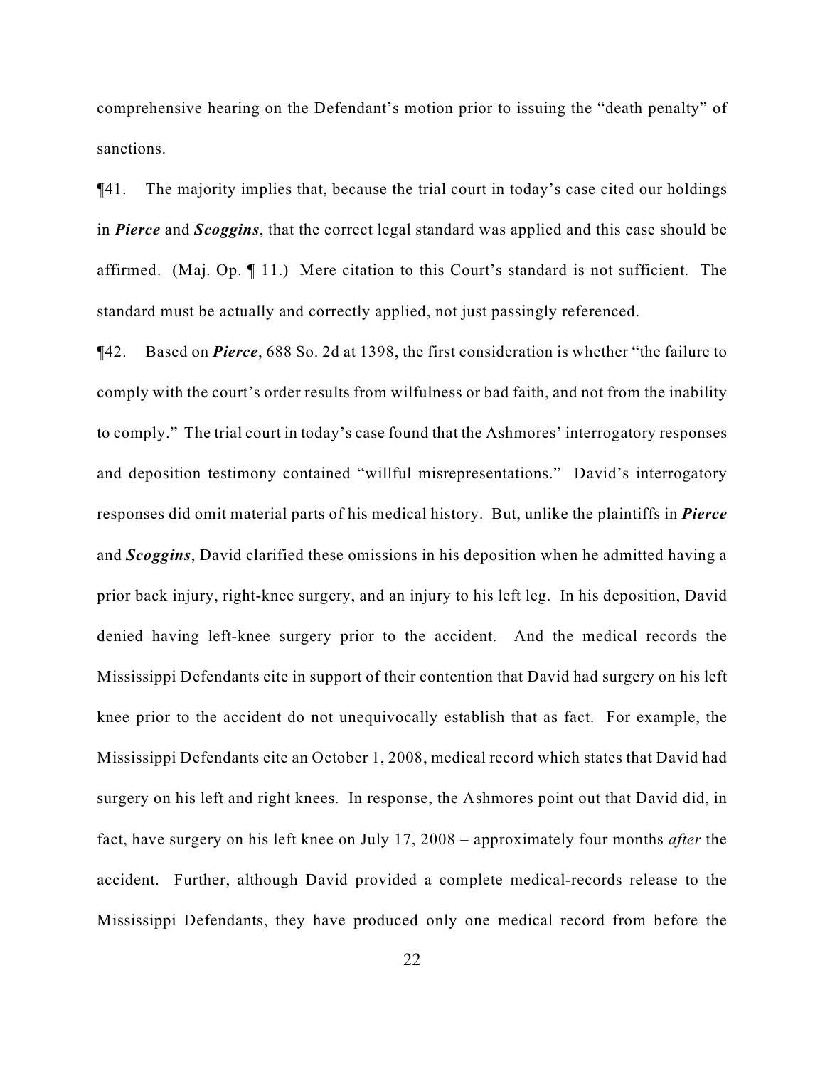comprehensive hearing on the Defendant's motion prior to issuing the "death penalty" of sanctions.

¶41. The majority implies that, because the trial court in today's case cited our holdings in ***Pierce*** and ***Scoggins***, that the correct legal standard was applied and this case should be affirmed. (Maj. Op. ¶ 11.) Mere citation to this Court's standard is not sufficient. The standard must be actually and correctly applied, not just passingly referenced.

¶42. Based on ***Pierce***, 688 So. 2d at 1398, the first consideration is whether "the failure to comply with the court's order results from wilfulness or bad faith, and not from the inability to comply." The trial court in today's case found that the Ashmores' interrogatory responses and deposition testimony contained "willful misrepresentations." David's interrogatory responses did omit material parts of his medical history. But, unlike the plaintiffs in ***Pierce*** and ***Scoggins***, David clarified these omissions in his deposition when he admitted having a prior back injury, right-knee surgery, and an injury to his left leg. In his deposition, David denied having left-knee surgery prior to the accident. And the medical records the Mississippi Defendants cite in support of their contention that David had surgery on his left knee prior to the accident do not unequivocally establish that as fact. For example, the Mississippi Defendants cite an October 1, 2008, medical record which states that David had surgery on his left and right knees. In response, the Ashmores point out that David did, in fact, have surgery on his left knee on July 17, 2008 – approximately four months *after* the accident. Further, although David provided a complete medical-records release to the Mississippi Defendants, they have produced only one medical record from before the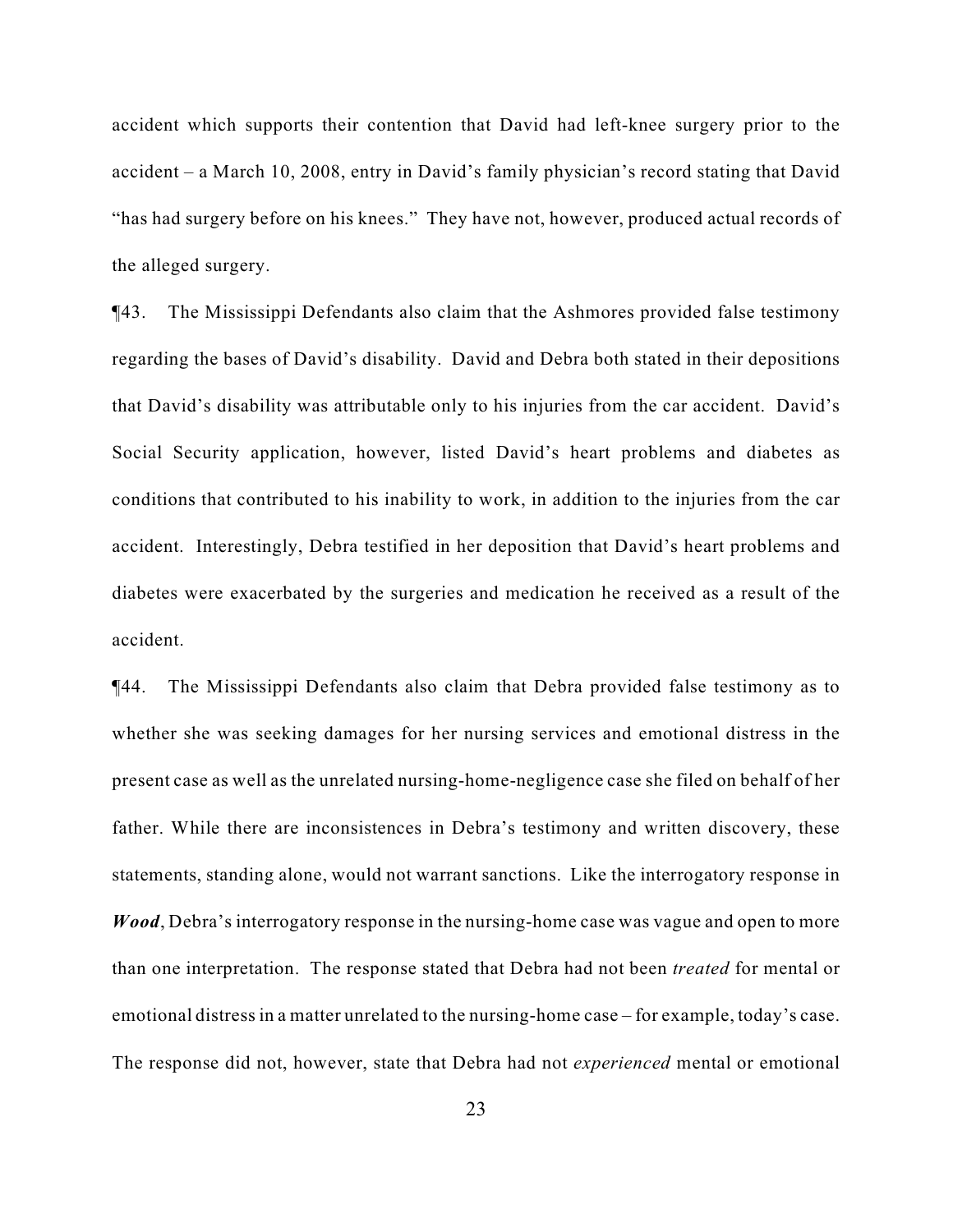accident which supports their contention that David had left-knee surgery prior to the accident – a March 10, 2008, entry in David's family physician's record stating that David "has had surgery before on his knees." They have not, however, produced actual records of the alleged surgery.

¶43. The Mississippi Defendants also claim that the Ashmores provided false testimony regarding the bases of David's disability. David and Debra both stated in their depositions that David's disability was attributable only to his injuries from the car accident. David's Social Security application, however, listed David's heart problems and diabetes as conditions that contributed to his inability to work, in addition to the injuries from the car accident. Interestingly, Debra testified in her deposition that David's heart problems and diabetes were exacerbated by the surgeries and medication he received as a result of the accident.

¶44. The Mississippi Defendants also claim that Debra provided false testimony as to whether she was seeking damages for her nursing services and emotional distress in the present case as well as the unrelated nursing-home-negligence case she filed on behalf of her father. While there are inconsistences in Debra's testimony and written discovery, these statements, standing alone, would not warrant sanctions. Like the interrogatory response in ***Wood***, Debra's interrogatory response in the nursing-home case was vague and open to more than one interpretation. The response stated that Debra had not been *treated* for mental or emotional distress in a matter unrelated to the nursing-home case – for example, today's case. The response did not, however, state that Debra had not *experienced* mental or emotional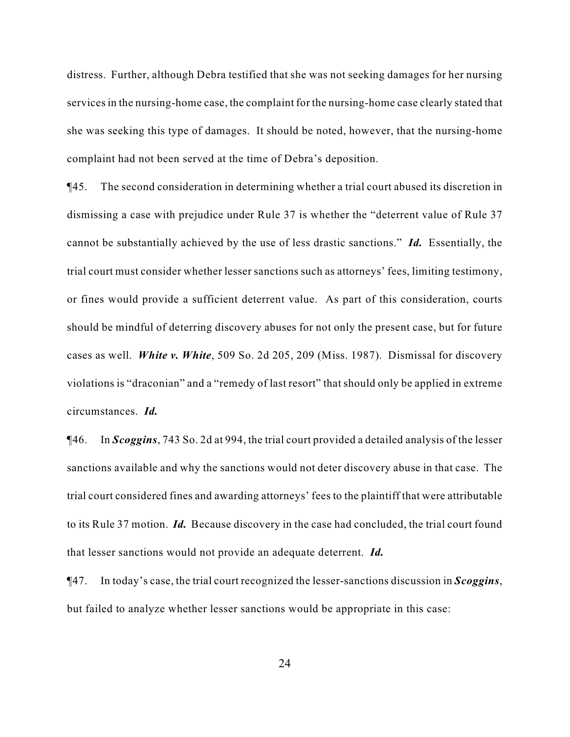distress. Further, although Debra testified that she was not seeking damages for her nursing services in the nursing-home case, the complaint for the nursing-home case clearly stated that she was seeking this type of damages. It should be noted, however, that the nursing-home complaint had not been served at the time of Debra's deposition.

¶45. The second consideration in determining whether a trial court abused its discretion in dismissing a case with prejudice under Rule 37 is whether the "deterrent value of Rule 37 cannot be substantially achieved by the use of less drastic sanctions." ***Id.*** Essentially, the trial court must consider whether lesser sanctions such as attorneys' fees, limiting testimony, or fines would provide a sufficient deterrent value. As part of this consideration, courts should be mindful of deterring discovery abuses for not only the present case, but for future cases as well. ***White v. White***, 509 So. 2d 205, 209 (Miss. 1987). Dismissal for discovery violations is "draconian" and a "remedy of last resort" that should only be applied in extreme circumstances. ***Id.***

¶46. In ***Scoggins***, 743 So. 2d at 994, the trial court provided a detailed analysis of the lesser sanctions available and why the sanctions would not deter discovery abuse in that case. The trial court considered fines and awarding attorneys' fees to the plaintiff that were attributable to its Rule 37 motion. ***Id.*** Because discovery in the case had concluded, the trial court found that lesser sanctions would not provide an adequate deterrent. ***Id.***

¶47. In today's case, the trial court recognized the lesser-sanctions discussion in ***Scoggins***, but failed to analyze whether lesser sanctions would be appropriate in this case: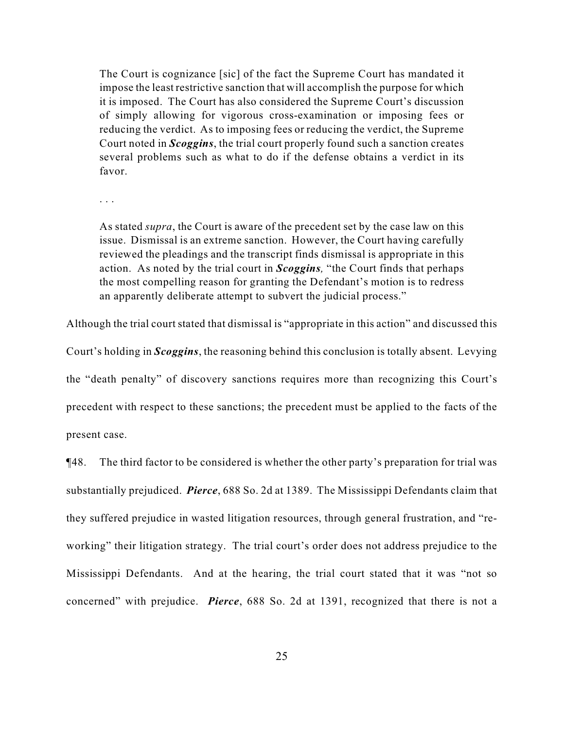> The Court is cognizance [sic] of the fact the Supreme Court has mandated it impose the least restrictive sanction that will accomplish the purpose for which it is imposed. The Court has also considered the Supreme Court's discussion of simply allowing for vigorous cross-examination or imposing fees or reducing the verdict. As to imposing fees or reducing the verdict, the Supreme Court noted in ***Scoggins***, the trial court properly found such a sanction creates several problems such as what to do if the defense obtains a verdict in its favor.
>
> . . .
>
> As stated *supra*, the Court is aware of the precedent set by the case law on this issue. Dismissal is an extreme sanction. However, the Court having carefully reviewed the pleadings and the transcript finds dismissal is appropriate in this action. As noted by the trial court in ***Scoggins,*** "the Court finds that perhaps the most compelling reason for granting the Defendant's motion is to redress an apparently deliberate attempt to subvert the judicial process."

Although the trial court stated that dismissal is "appropriate in this action" and discussed this Court's holding in ***Scoggins***, the reasoning behind this conclusion is totally absent. Levying the "death penalty" of discovery sanctions requires more than recognizing this Court's precedent with respect to these sanctions; the precedent must be applied to the facts of the present case.

¶48. The third factor to be considered is whether the other party's preparation for trial was substantially prejudiced. ***Pierce***, 688 So. 2d at 1389. The Mississippi Defendants claim that they suffered prejudice in wasted litigation resources, through general frustration, and "re-working" their litigation strategy. The trial court's order does not address prejudice to the Mississippi Defendants. And at the hearing, the trial court stated that it was "not so concerned" with prejudice. ***Pierce***, 688 So. 2d at 1391, recognized that there is not a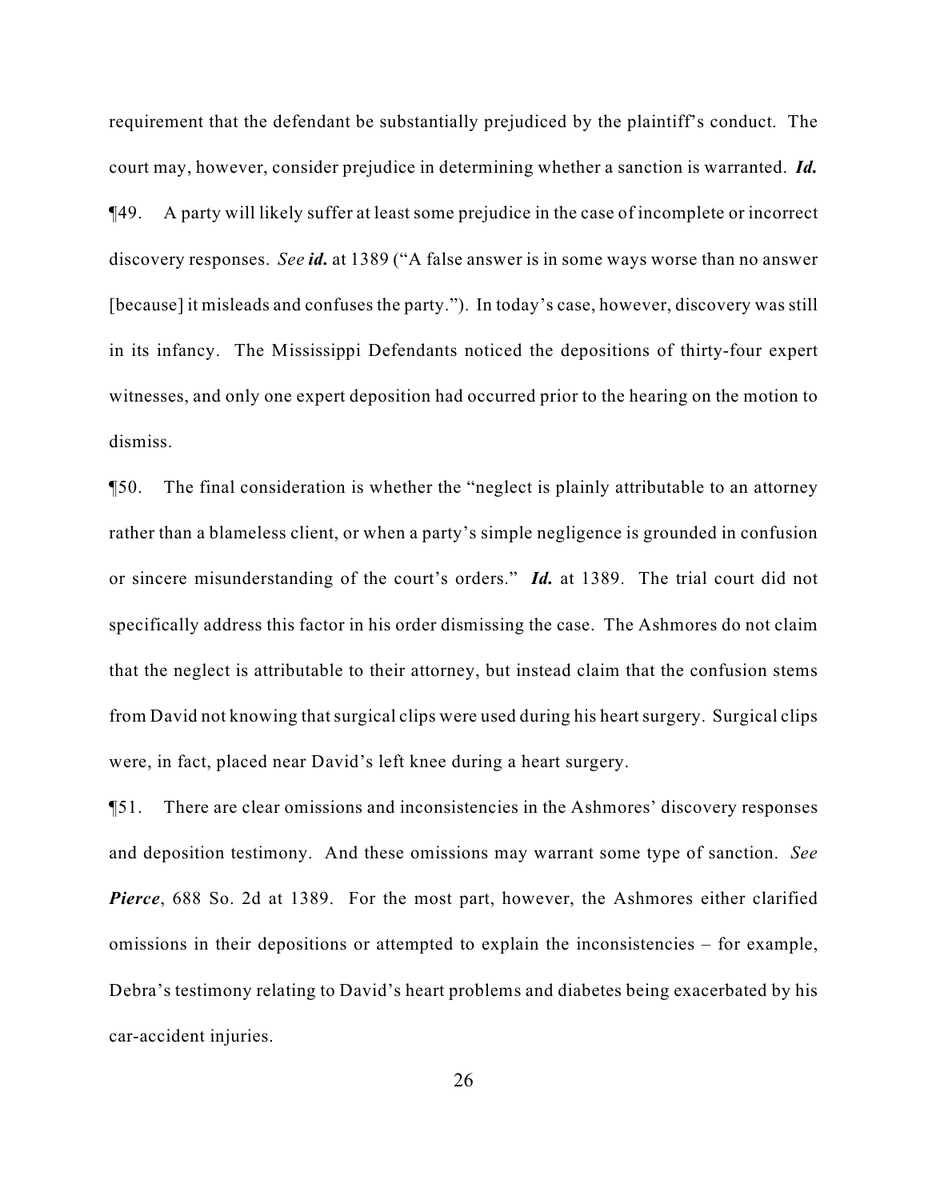requirement that the defendant be substantially prejudiced by the plaintiff's conduct. The court may, however, consider prejudice in determining whether a sanction is warranted. ***Id.***

¶49. A party will likely suffer at least some prejudice in the case of incomplete or incorrect discovery responses. *See* ***id.*** at 1389 ("A false answer is in some ways worse than no answer [because] it misleads and confuses the party."). In today's case, however, discovery was still in its infancy. The Mississippi Defendants noticed the depositions of thirty-four expert witnesses, and only one expert deposition had occurred prior to the hearing on the motion to dismiss.

¶50. The final consideration is whether the "neglect is plainly attributable to an attorney rather than a blameless client, or when a party's simple negligence is grounded in confusion or sincere misunderstanding of the court's orders." ***Id.*** at 1389. The trial court did not specifically address this factor in his order dismissing the case. The Ashmores do not claim that the neglect is attributable to their attorney, but instead claim that the confusion stems from David not knowing that surgical clips were used during his heart surgery. Surgical clips were, in fact, placed near David's left knee during a heart surgery.

¶51. There are clear omissions and inconsistencies in the Ashmores' discovery responses and deposition testimony. And these omissions may warrant some type of sanction. *See* ***Pierce***, 688 So. 2d at 1389. For the most part, however, the Ashmores either clarified omissions in their depositions or attempted to explain the inconsistencies – for example, Debra's testimony relating to David's heart problems and diabetes being exacerbated by his car-accident injuries.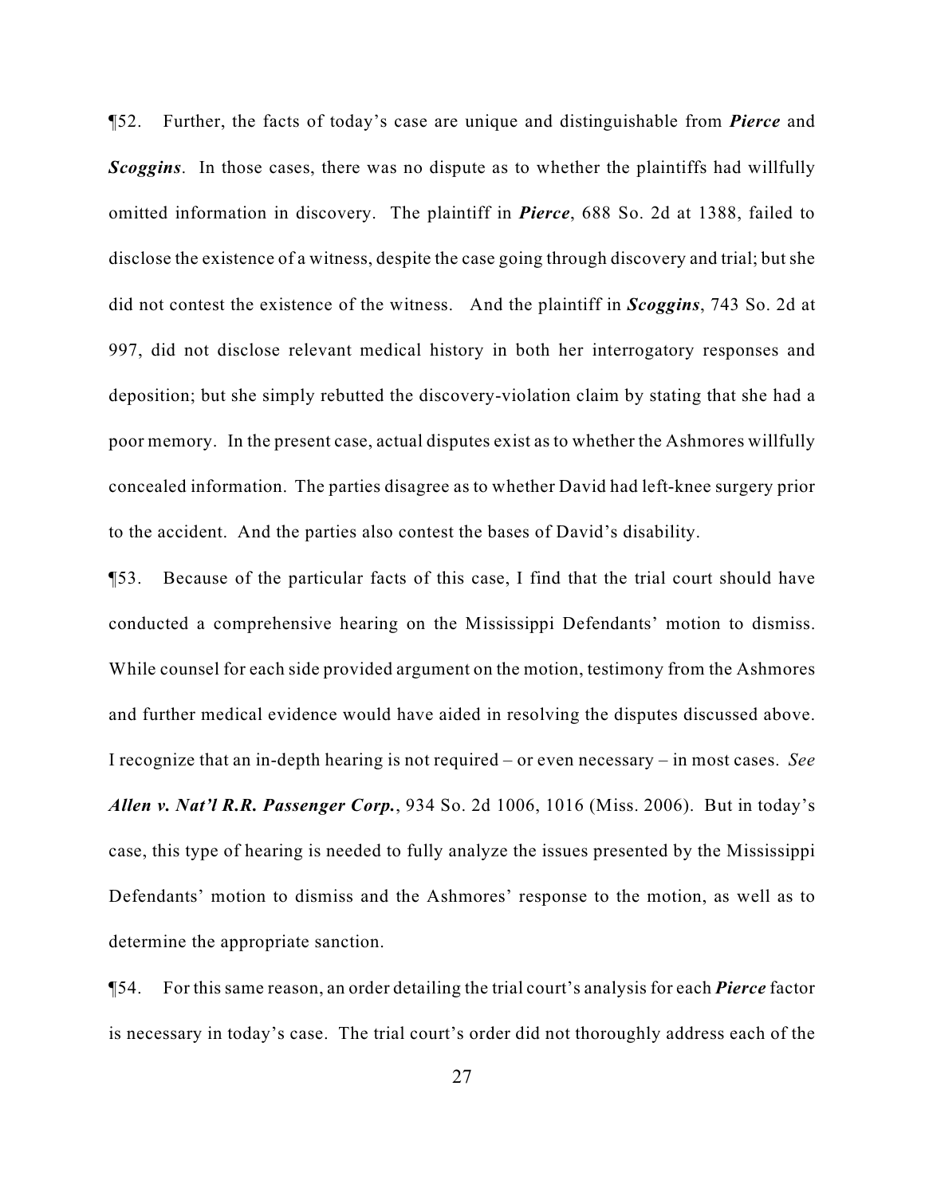¶52. Further, the facts of today's case are unique and distinguishable from ***Pierce*** and ***Scoggins***. In those cases, there was no dispute as to whether the plaintiffs had willfully omitted information in discovery. The plaintiff in ***Pierce***, 688 So. 2d at 1388, failed to disclose the existence of a witness, despite the case going through discovery and trial; but she did not contest the existence of the witness. And the plaintiff in ***Scoggins***, 743 So. 2d at 997, did not disclose relevant medical history in both her interrogatory responses and deposition; but she simply rebutted the discovery-violation claim by stating that she had a poor memory. In the present case, actual disputes exist as to whether the Ashmores willfully concealed information. The parties disagree as to whether David had left-knee surgery prior to the accident. And the parties also contest the bases of David's disability.

¶53. Because of the particular facts of this case, I find that the trial court should have conducted a comprehensive hearing on the Mississippi Defendants' motion to dismiss. While counsel for each side provided argument on the motion, testimony from the Ashmores and further medical evidence would have aided in resolving the disputes discussed above. I recognize that an in-depth hearing is not required – or even necessary – in most cases. *See* ***Allen v. Nat'l R.R. Passenger Corp.***, 934 So. 2d 1006, 1016 (Miss. 2006). But in today's case, this type of hearing is needed to fully analyze the issues presented by the Mississippi Defendants' motion to dismiss and the Ashmores' response to the motion, as well as to determine the appropriate sanction.

¶54. For this same reason, an order detailing the trial court's analysis for each ***Pierce*** factor is necessary in today's case. The trial court's order did not thoroughly address each of the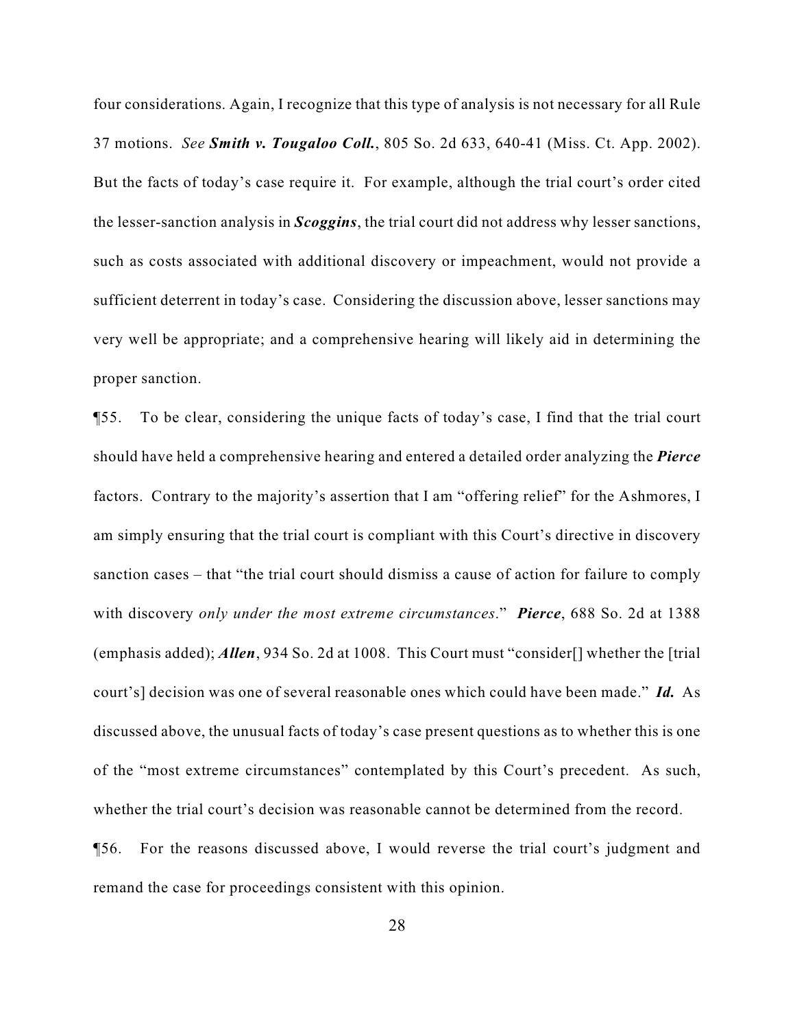four considerations. Again, I recognize that this type of analysis is not necessary for all Rule 37 motions. *See* ***Smith v. Tougaloo Coll.***, 805 So. 2d 633, 640-41 (Miss. Ct. App. 2002). But the facts of today's case require it. For example, although the trial court's order cited the lesser-sanction analysis in ***Scoggins***, the trial court did not address why lesser sanctions, such as costs associated with additional discovery or impeachment, would not provide a sufficient deterrent in today's case. Considering the discussion above, lesser sanctions may very well be appropriate; and a comprehensive hearing will likely aid in determining the proper sanction.

¶55. To be clear, considering the unique facts of today's case, I find that the trial court should have held a comprehensive hearing and entered a detailed order analyzing the ***Pierce*** factors. Contrary to the majority's assertion that I am "offering relief" for the Ashmores, I am simply ensuring that the trial court is compliant with this Court's directive in discovery sanction cases – that "the trial court should dismiss a cause of action for failure to comply with discovery *only under the most extreme circumstances*." ***Pierce***, 688 So. 2d at 1388 (emphasis added); ***Allen***, 934 So. 2d at 1008. This Court must "consider[] whether the [trial court's] decision was one of several reasonable ones which could have been made." ***Id.*** As discussed above, the unusual facts of today's case present questions as to whether this is one of the "most extreme circumstances" contemplated by this Court's precedent. As such, whether the trial court's decision was reasonable cannot be determined from the record.

¶56. For the reasons discussed above, I would reverse the trial court's judgment and remand the case for proceedings consistent with this opinion.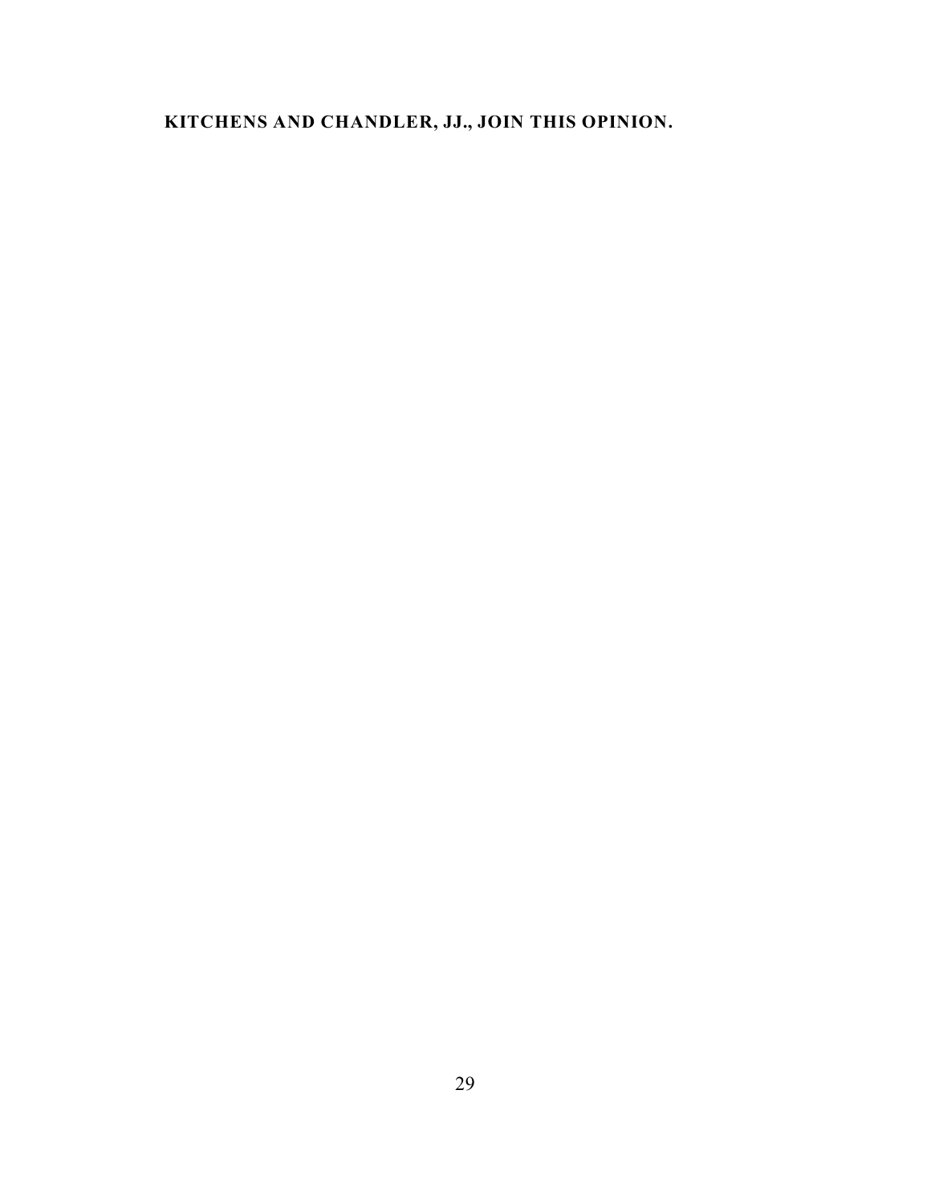**KITCHENS AND CHANDLER, JJ., JOIN THIS OPINION.**